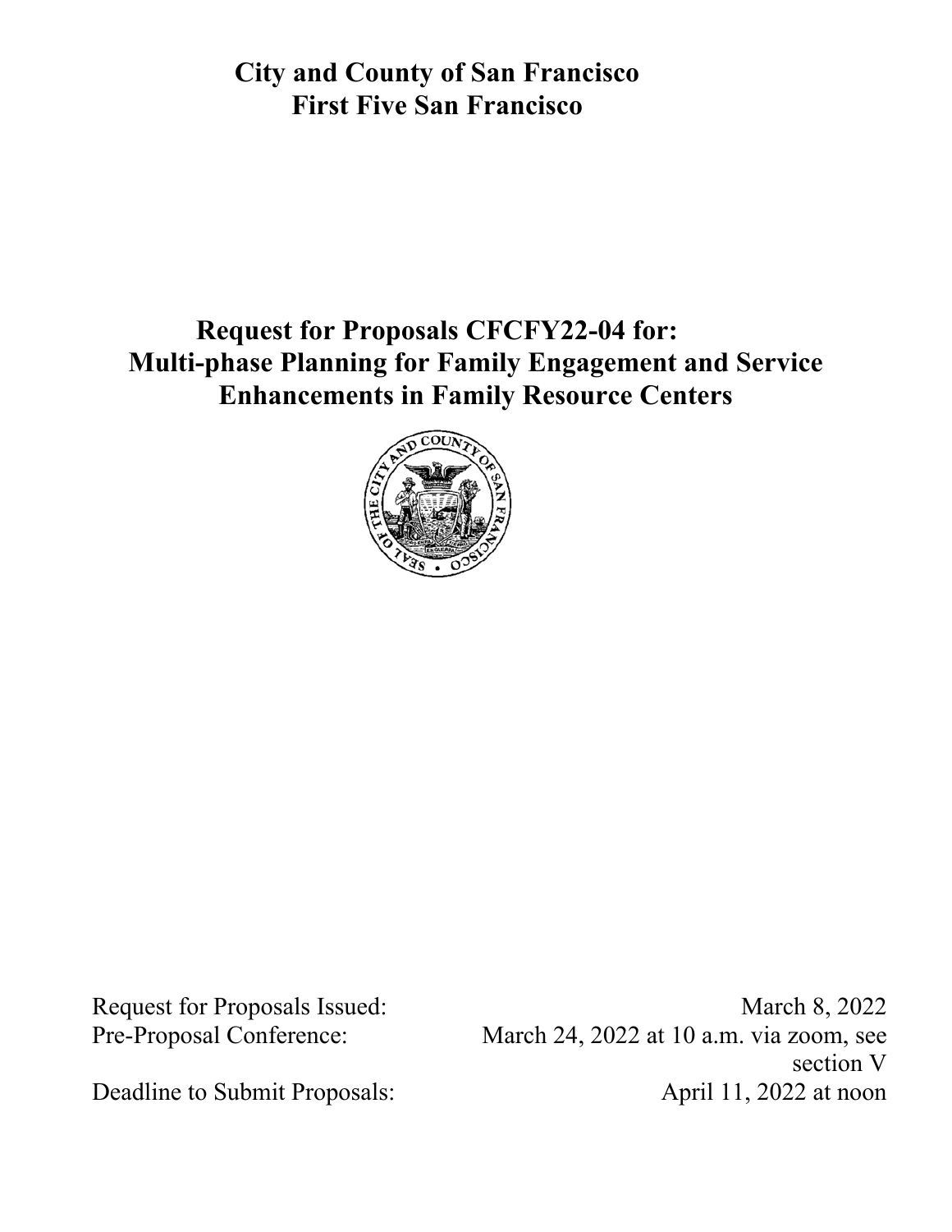# City and County of San Francisco
# First Five San Francisco

## Request for Proposals CFCFY22-04 for: Multi-phase Planning for Family Engagement and Service Enhancements in Family Resource Centers

| | |
|---|---|
| Request for Proposals Issued: | March 8, 2022 |
| Pre-Proposal Conference: | March 24, 2022 at 10 a.m. via zoom, see section V |
| Deadline to Submit Proposals: | April 11, 2022 at noon |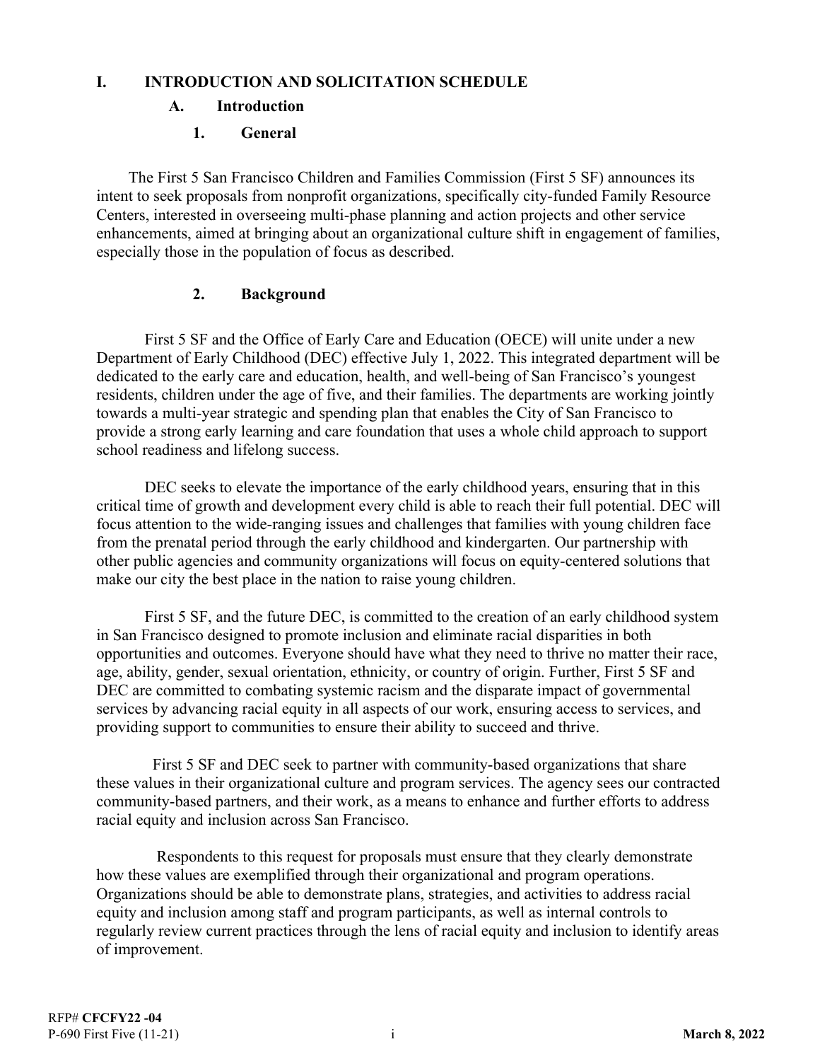# I. INTRODUCTION AND SOLICITATION SCHEDULE

## A. Introduction

### 1. General

The First 5 San Francisco Children and Families Commission (First 5 SF) announces its intent to seek proposals from nonprofit organizations, specifically city-funded Family Resource Centers, interested in overseeing multi-phase planning and action projects and other service enhancements, aimed at bringing about an organizational culture shift in engagement of families, especially those in the population of focus as described.

### 2. Background

First 5 SF and the Office of Early Care and Education (OECE) will unite under a new Department of Early Childhood (DEC) effective July 1, 2022. This integrated department will be dedicated to the early care and education, health, and well-being of San Francisco's youngest residents, children under the age of five, and their families. The departments are working jointly towards a multi-year strategic and spending plan that enables the City of San Francisco to provide a strong early learning and care foundation that uses a whole child approach to support school readiness and lifelong success.

DEC seeks to elevate the importance of the early childhood years, ensuring that in this critical time of growth and development every child is able to reach their full potential. DEC will focus attention to the wide-ranging issues and challenges that families with young children face from the prenatal period through the early childhood and kindergarten. Our partnership with other public agencies and community organizations will focus on equity-centered solutions that make our city the best place in the nation to raise young children.

First 5 SF, and the future DEC, is committed to the creation of an early childhood system in San Francisco designed to promote inclusion and eliminate racial disparities in both opportunities and outcomes. Everyone should have what they need to thrive no matter their race, age, ability, gender, sexual orientation, ethnicity, or country of origin. Further, First 5 SF and DEC are committed to combating systemic racism and the disparate impact of governmental services by advancing racial equity in all aspects of our work, ensuring access to services, and providing support to communities to ensure their ability to succeed and thrive.

First 5 SF and DEC seek to partner with community-based organizations that share these values in their organizational culture and program services. The agency sees our contracted community-based partners, and their work, as a means to enhance and further efforts to address racial equity and inclusion across San Francisco.

Respondents to this request for proposals must ensure that they clearly demonstrate how these values are exemplified through their organizational and program operations. Organizations should be able to demonstrate plans, strategies, and activities to address racial equity and inclusion among staff and program participants, as well as internal controls to regularly review current practices through the lens of racial equity and inclusion to identify areas of improvement.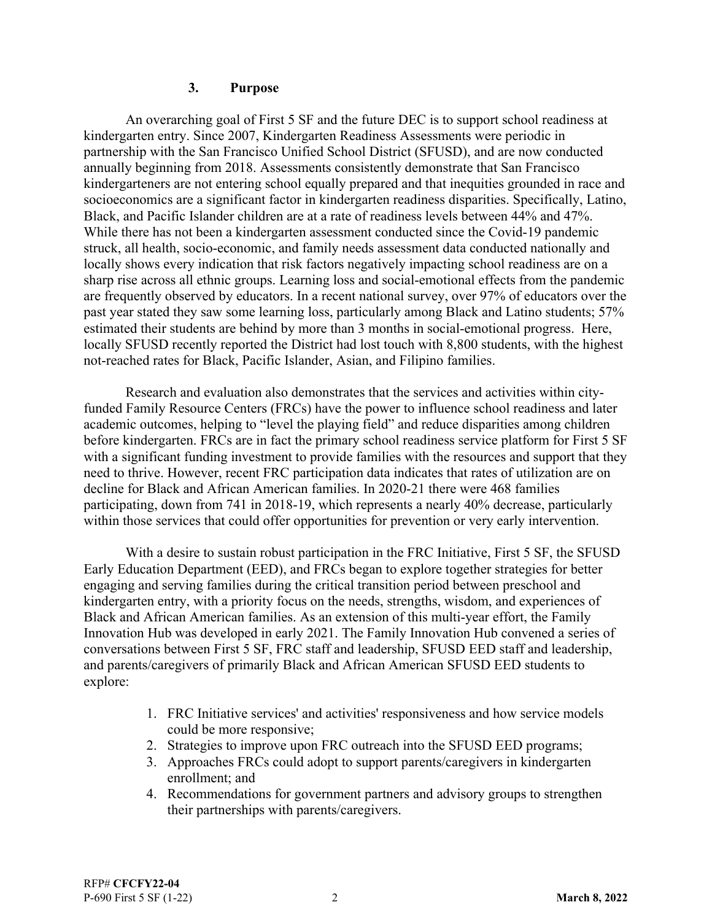### 3. Purpose

An overarching goal of First 5 SF and the future DEC is to support school readiness at kindergarten entry. Since 2007, Kindergarten Readiness Assessments were periodic in partnership with the San Francisco Unified School District (SFUSD), and are now conducted annually beginning from 2018. Assessments consistently demonstrate that San Francisco kindergarteners are not entering school equally prepared and that inequities grounded in race and socioeconomics are a significant factor in kindergarten readiness disparities. Specifically, Latino, Black, and Pacific Islander children are at a rate of readiness levels between 44% and 47%. While there has not been a kindergarten assessment conducted since the Covid-19 pandemic struck, all health, socio-economic, and family needs assessment data conducted nationally and locally shows every indication that risk factors negatively impacting school readiness are on a sharp rise across all ethnic groups. Learning loss and social-emotional effects from the pandemic are frequently observed by educators. In a recent national survey, over 97% of educators over the past year stated they saw some learning loss, particularly among Black and Latino students; 57% estimated their students are behind by more than 3 months in social-emotional progress. Here, locally SFUSD recently reported the District had lost touch with 8,800 students, with the highest not-reached rates for Black, Pacific Islander, Asian, and Filipino families.

Research and evaluation also demonstrates that the services and activities within city-funded Family Resource Centers (FRCs) have the power to influence school readiness and later academic outcomes, helping to "level the playing field" and reduce disparities among children before kindergarten. FRCs are in fact the primary school readiness service platform for First 5 SF with a significant funding investment to provide families with the resources and support that they need to thrive. However, recent FRC participation data indicates that rates of utilization are on decline for Black and African American families. In 2020-21 there were 468 families participating, down from 741 in 2018-19, which represents a nearly 40% decrease, particularly within those services that could offer opportunities for prevention or very early intervention.

With a desire to sustain robust participation in the FRC Initiative, First 5 SF, the SFUSD Early Education Department (EED), and FRCs began to explore together strategies for better engaging and serving families during the critical transition period between preschool and kindergarten entry, with a priority focus on the needs, strengths, wisdom, and experiences of Black and African American families. As an extension of this multi-year effort, the Family Innovation Hub was developed in early 2021. The Family Innovation Hub convened a series of conversations between First 5 SF, FRC staff and leadership, SFUSD EED staff and leadership, and parents/caregivers of primarily Black and African American SFUSD EED students to explore:

1. FRC Initiative services' and activities' responsiveness and how service models could be more responsive;
2. Strategies to improve upon FRC outreach into the SFUSD EED programs;
3. Approaches FRCs could adopt to support parents/caregivers in kindergarten enrollment; and
4. Recommendations for government partners and advisory groups to strengthen their partnerships with parents/caregivers.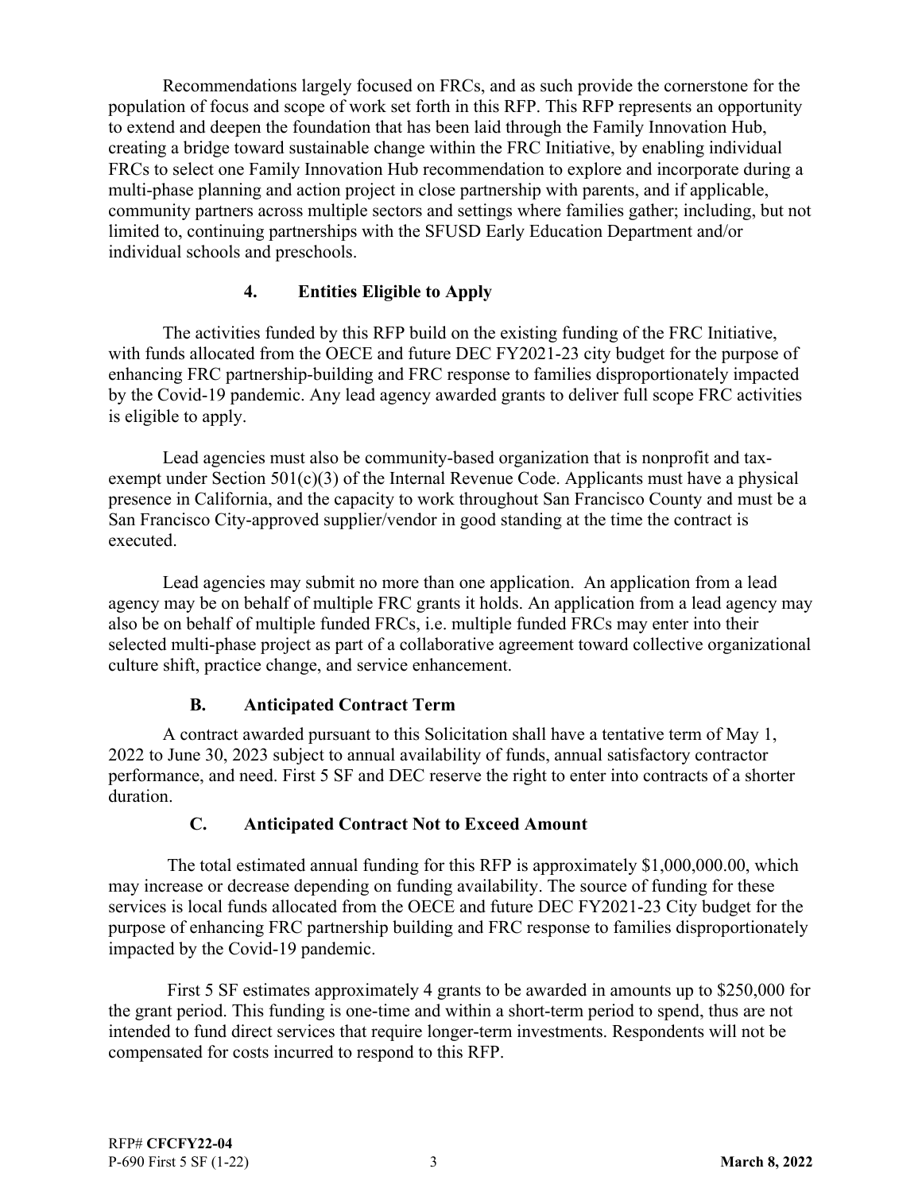Recommendations largely focused on FRCs, and as such provide the cornerstone for the population of focus and scope of work set forth in this RFP. This RFP represents an opportunity to extend and deepen the foundation that has been laid through the Family Innovation Hub, creating a bridge toward sustainable change within the FRC Initiative, by enabling individual FRCs to select one Family Innovation Hub recommendation to explore and incorporate during a multi-phase planning and action project in close partnership with parents, and if applicable, community partners across multiple sectors and settings where families gather; including, but not limited to, continuing partnerships with the SFUSD Early Education Department and/or individual schools and preschools.

#### 4. Entities Eligible to Apply

The activities funded by this RFP build on the existing funding of the FRC Initiative, with funds allocated from the OECE and future DEC FY2021-23 city budget for the purpose of enhancing FRC partnership-building and FRC response to families disproportionately impacted by the Covid-19 pandemic. Any lead agency awarded grants to deliver full scope FRC activities is eligible to apply.

Lead agencies must also be community-based organization that is nonprofit and tax-exempt under Section 501(c)(3) of the Internal Revenue Code. Applicants must have a physical presence in California, and the capacity to work throughout San Francisco County and must be a San Francisco City-approved supplier/vendor in good standing at the time the contract is executed.

Lead agencies may submit no more than one application. An application from a lead agency may be on behalf of multiple FRC grants it holds. An application from a lead agency may also be on behalf of multiple funded FRCs, i.e. multiple funded FRCs may enter into their selected multi-phase project as part of a collaborative agreement toward collective organizational culture shift, practice change, and service enhancement.

### B. Anticipated Contract Term

A contract awarded pursuant to this Solicitation shall have a tentative term of May 1, 2022 to June 30, 2023 subject to annual availability of funds, annual satisfactory contractor performance, and need. First 5 SF and DEC reserve the right to enter into contracts of a shorter duration.

### C. Anticipated Contract Not to Exceed Amount

The total estimated annual funding for this RFP is approximately $1,000,000.00, which may increase or decrease depending on funding availability. The source of funding for these services is local funds allocated from the OECE and future DEC FY2021-23 City budget for the purpose of enhancing FRC partnership building and FRC response to families disproportionately impacted by the Covid-19 pandemic.

First 5 SF estimates approximately 4 grants to be awarded in amounts up to $250,000 for the grant period. This funding is one-time and within a short-term period to spend, thus are not intended to fund direct services that require longer-term investments. Respondents will not be compensated for costs incurred to respond to this RFP.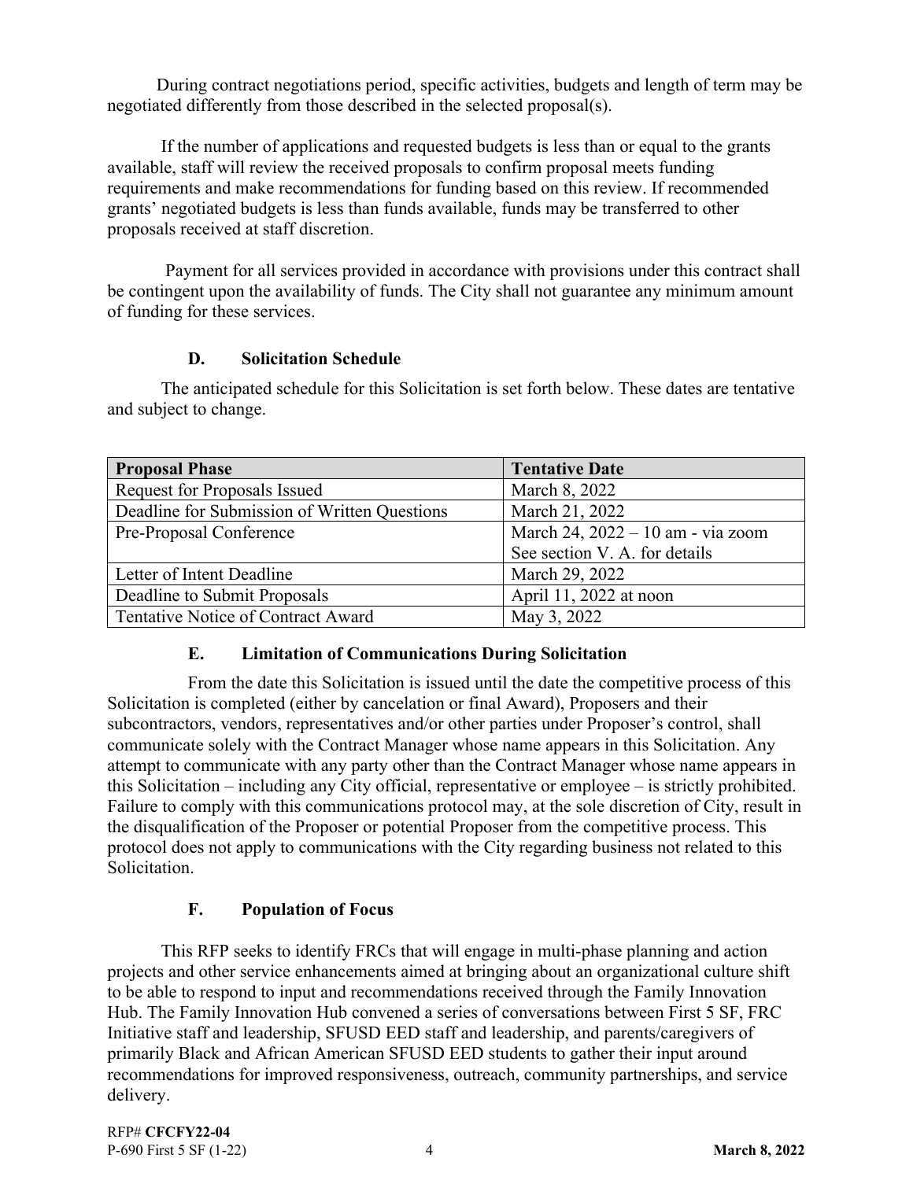During contract negotiations period, specific activities, budgets and length of term may be negotiated differently from those described in the selected proposal(s).

If the number of applications and requested budgets is less than or equal to the grants available, staff will review the received proposals to confirm proposal meets funding requirements and make recommendations for funding based on this review. If recommended grants' negotiated budgets is less than funds available, funds may be transferred to other proposals received at staff discretion.

Payment for all services provided in accordance with provisions under this contract shall be contingent upon the availability of funds. The City shall not guarantee any minimum amount of funding for these services.

### D. Solicitation Schedule

The anticipated schedule for this Solicitation is set forth below. These dates are tentative and subject to change.

| Proposal Phase | Tentative Date |
| --- | --- |
| Request for Proposals Issued | March 8, 2022 |
| Deadline for Submission of Written Questions | March 21, 2022 |
| Pre-Proposal Conference | March 24, 2022 – 10 am - via zoom<br>See section V. A. for details |
| Letter of Intent Deadline | March 29, 2022 |
| Deadline to Submit Proposals | April 11, 2022 at noon |
| Tentative Notice of Contract Award | May 3, 2022 |

### E. Limitation of Communications During Solicitation

From the date this Solicitation is issued until the date the competitive process of this Solicitation is completed (either by cancelation or final Award), Proposers and their subcontractors, vendors, representatives and/or other parties under Proposer's control, shall communicate solely with the Contract Manager whose name appears in this Solicitation. Any attempt to communicate with any party other than the Contract Manager whose name appears in this Solicitation – including any City official, representative or employee – is strictly prohibited. Failure to comply with this communications protocol may, at the sole discretion of City, result in the disqualification of the Proposer or potential Proposer from the competitive process. This protocol does not apply to communications with the City regarding business not related to this Solicitation.

### F. Population of Focus

This RFP seeks to identify FRCs that will engage in multi-phase planning and action projects and other service enhancements aimed at bringing about an organizational culture shift to be able to respond to input and recommendations received through the Family Innovation Hub. The Family Innovation Hub convened a series of conversations between First 5 SF, FRC Initiative staff and leadership, SFUSD EED staff and leadership, and parents/caregivers of primarily Black and African American SFUSD EED students to gather their input around recommendations for improved responsiveness, outreach, community partnerships, and service delivery.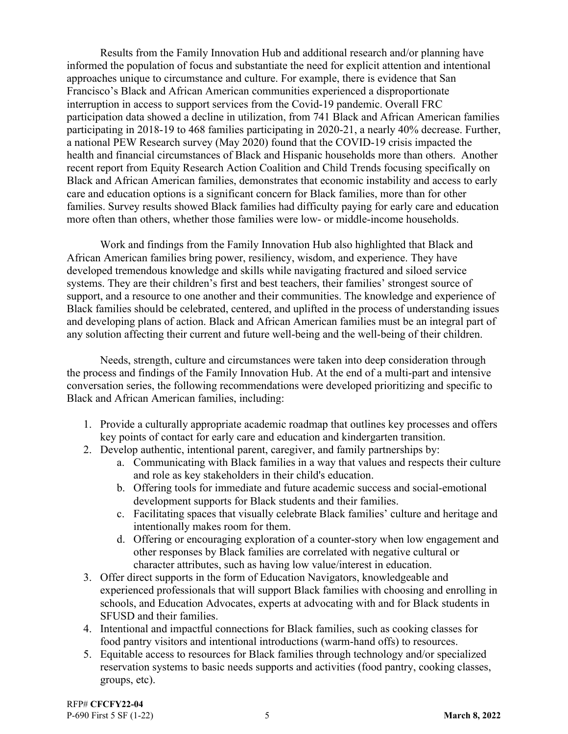Results from the Family Innovation Hub and additional research and/or planning have informed the population of focus and substantiate the need for explicit attention and intentional approaches unique to circumstance and culture. For example, there is evidence that San Francisco's Black and African American communities experienced a disproportionate interruption in access to support services from the Covid-19 pandemic. Overall FRC participation data showed a decline in utilization, from 741 Black and African American families participating in 2018-19 to 468 families participating in 2020-21, a nearly 40% decrease. Further, a national PEW Research survey (May 2020) found that the COVID-19 crisis impacted the health and financial circumstances of Black and Hispanic households more than others. Another recent report from Equity Research Action Coalition and Child Trends focusing specifically on Black and African American families, demonstrates that economic instability and access to early care and education options is a significant concern for Black families, more than for other families. Survey results showed Black families had difficulty paying for early care and education more often than others, whether those families were low- or middle-income households.

Work and findings from the Family Innovation Hub also highlighted that Black and African American families bring power, resiliency, wisdom, and experience. They have developed tremendous knowledge and skills while navigating fractured and siloed service systems. They are their children's first and best teachers, their families' strongest source of support, and a resource to one another and their communities. The knowledge and experience of Black families should be celebrated, centered, and uplifted in the process of understanding issues and developing plans of action. Black and African American families must be an integral part of any solution affecting their current and future well-being and the well-being of their children.

Needs, strength, culture and circumstances were taken into deep consideration through the process and findings of the Family Innovation Hub. At the end of a multi-part and intensive conversation series, the following recommendations were developed prioritizing and specific to Black and African American families, including:

1. Provide a culturally appropriate academic roadmap that outlines key processes and offers key points of contact for early care and education and kindergarten transition.
2. Develop authentic, intentional parent, caregiver, and family partnerships by:
   a. Communicating with Black families in a way that values and respects their culture and role as key stakeholders in their child's education.
   b. Offering tools for immediate and future academic success and social-emotional development supports for Black students and their families.
   c. Facilitating spaces that visually celebrate Black families' culture and heritage and intentionally makes room for them.
   d. Offering or encouraging exploration of a counter-story when low engagement and other responses by Black families are correlated with negative cultural or character attributes, such as having low value/interest in education.
3. Offer direct supports in the form of Education Navigators, knowledgeable and experienced professionals that will support Black families with choosing and enrolling in schools, and Education Advocates, experts at advocating with and for Black students in SFUSD and their families.
4. Intentional and impactful connections for Black families, such as cooking classes for food pantry visitors and intentional introductions (warm-hand offs) to resources.
5. Equitable access to resources for Black families through technology and/or specialized reservation systems to basic needs supports and activities (food pantry, cooking classes, groups, etc).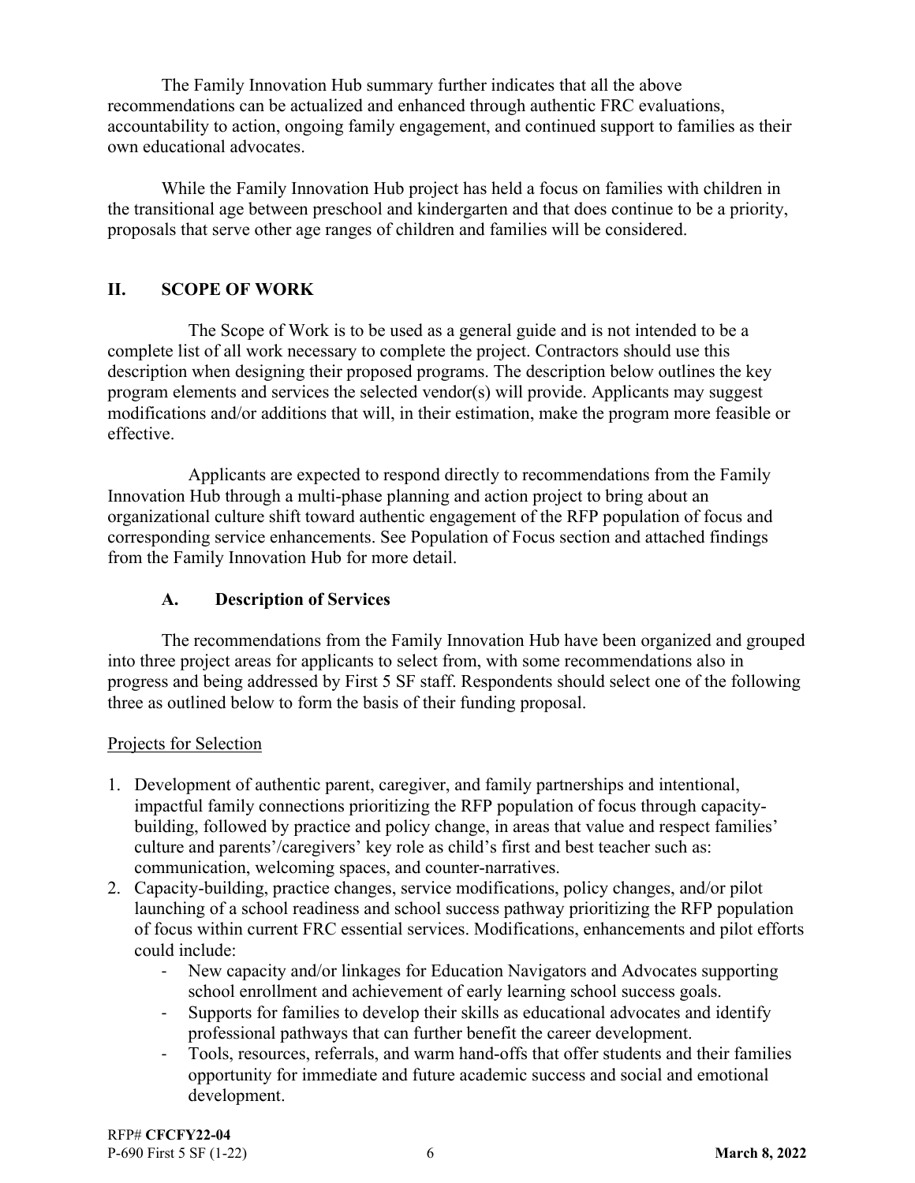The Family Innovation Hub summary further indicates that all the above recommendations can be actualized and enhanced through authentic FRC evaluations, accountability to action, ongoing family engagement, and continued support to families as their own educational advocates.

While the Family Innovation Hub project has held a focus on families with children in the transitional age between preschool and kindergarten and that does continue to be a priority, proposals that serve other age ranges of children and families will be considered.

## II. SCOPE OF WORK

The Scope of Work is to be used as a general guide and is not intended to be a complete list of all work necessary to complete the project. Contractors should use this description when designing their proposed programs. The description below outlines the key program elements and services the selected vendor(s) will provide. Applicants may suggest modifications and/or additions that will, in their estimation, make the program more feasible or effective.

Applicants are expected to respond directly to recommendations from the Family Innovation Hub through a multi-phase planning and action project to bring about an organizational culture shift toward authentic engagement of the RFP population of focus and corresponding service enhancements. See Population of Focus section and attached findings from the Family Innovation Hub for more detail.

### A. Description of Services

The recommendations from the Family Innovation Hub have been organized and grouped into three project areas for applicants to select from, with some recommendations also in progress and being addressed by First 5 SF staff. Respondents should select one of the following three as outlined below to form the basis of their funding proposal.

Projects for Selection

1. Development of authentic parent, caregiver, and family partnerships and intentional, impactful family connections prioritizing the RFP population of focus through capacity-building, followed by practice and policy change, in areas that value and respect families' culture and parents'/caregivers' key role as child's first and best teacher such as: communication, welcoming spaces, and counter-narratives.
2. Capacity-building, practice changes, service modifications, policy changes, and/or pilot launching of a school readiness and school success pathway prioritizing the RFP population of focus within current FRC essential services. Modifications, enhancements and pilot efforts could include:
    - New capacity and/or linkages for Education Navigators and Advocates supporting school enrollment and achievement of early learning school success goals.
    - Supports for families to develop their skills as educational advocates and identify professional pathways that can further benefit the career development.
    - Tools, resources, referrals, and warm hand-offs that offer students and their families opportunity for immediate and future academic success and social and emotional development.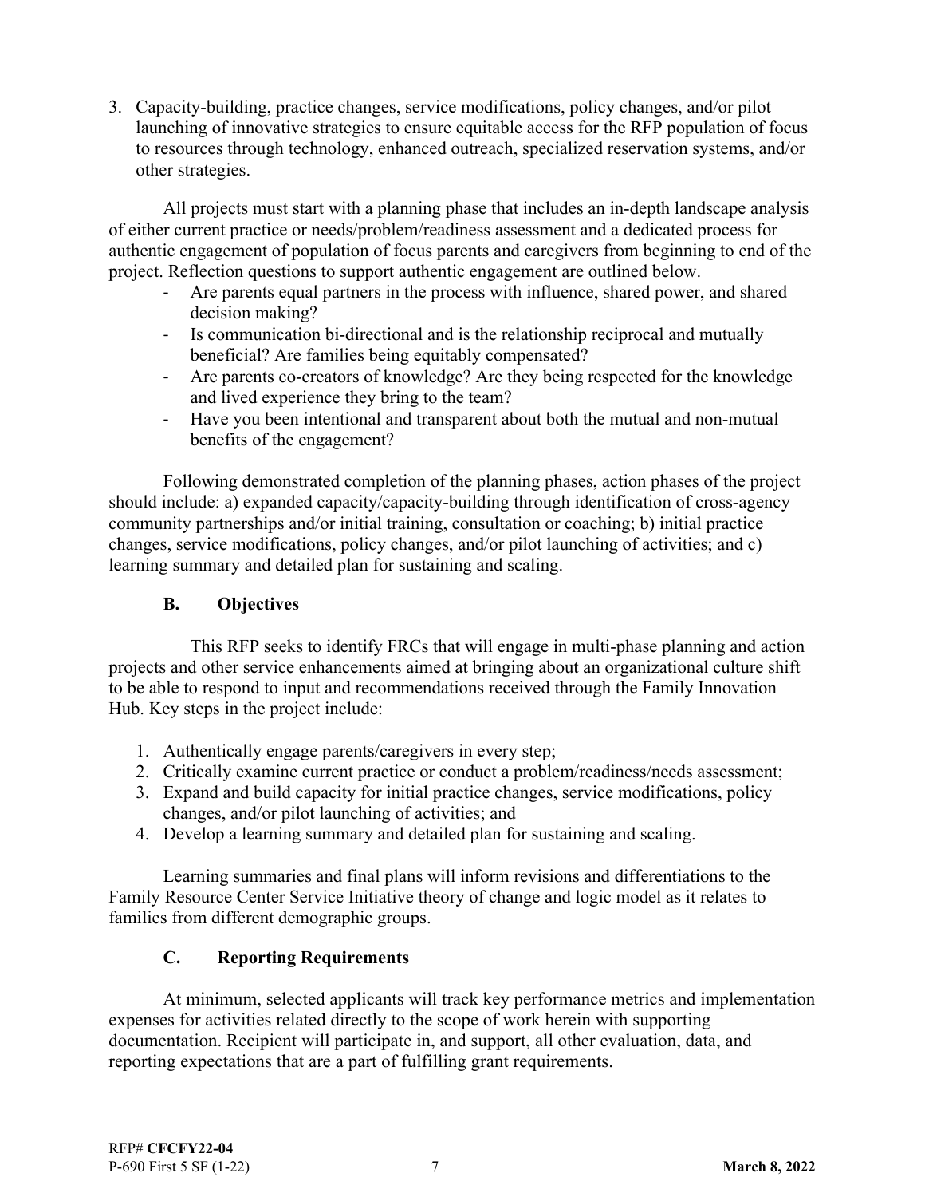3. Capacity-building, practice changes, service modifications, policy changes, and/or pilot launching of innovative strategies to ensure equitable access for the RFP population of focus to resources through technology, enhanced outreach, specialized reservation systems, and/or other strategies.

All projects must start with a planning phase that includes an in-depth landscape analysis of either current practice or needs/problem/readiness assessment and a dedicated process for authentic engagement of population of focus parents and caregivers from beginning to end of the project. Reflection questions to support authentic engagement are outlined below.

- Are parents equal partners in the process with influence, shared power, and shared decision making?
- Is communication bi-directional and is the relationship reciprocal and mutually beneficial? Are families being equitably compensated?
- Are parents co-creators of knowledge? Are they being respected for the knowledge and lived experience they bring to the team?
- Have you been intentional and transparent about both the mutual and non-mutual benefits of the engagement?

Following demonstrated completion of the planning phases, action phases of the project should include: a) expanded capacity/capacity-building through identification of cross-agency community partnerships and/or initial training, consultation or coaching; b) initial practice changes, service modifications, policy changes, and/or pilot launching of activities; and c) learning summary and detailed plan for sustaining and scaling.

### B. Objectives

This RFP seeks to identify FRCs that will engage in multi-phase planning and action projects and other service enhancements aimed at bringing about an organizational culture shift to be able to respond to input and recommendations received through the Family Innovation Hub. Key steps in the project include:

1. Authentically engage parents/caregivers in every step;
2. Critically examine current practice or conduct a problem/readiness/needs assessment;
3. Expand and build capacity for initial practice changes, service modifications, policy changes, and/or pilot launching of activities; and
4. Develop a learning summary and detailed plan for sustaining and scaling.

Learning summaries and final plans will inform revisions and differentiations to the Family Resource Center Service Initiative theory of change and logic model as it relates to families from different demographic groups.

### C. Reporting Requirements

At minimum, selected applicants will track key performance metrics and implementation expenses for activities related directly to the scope of work herein with supporting documentation. Recipient will participate in, and support, all other evaluation, data, and reporting expectations that are a part of fulfilling grant requirements.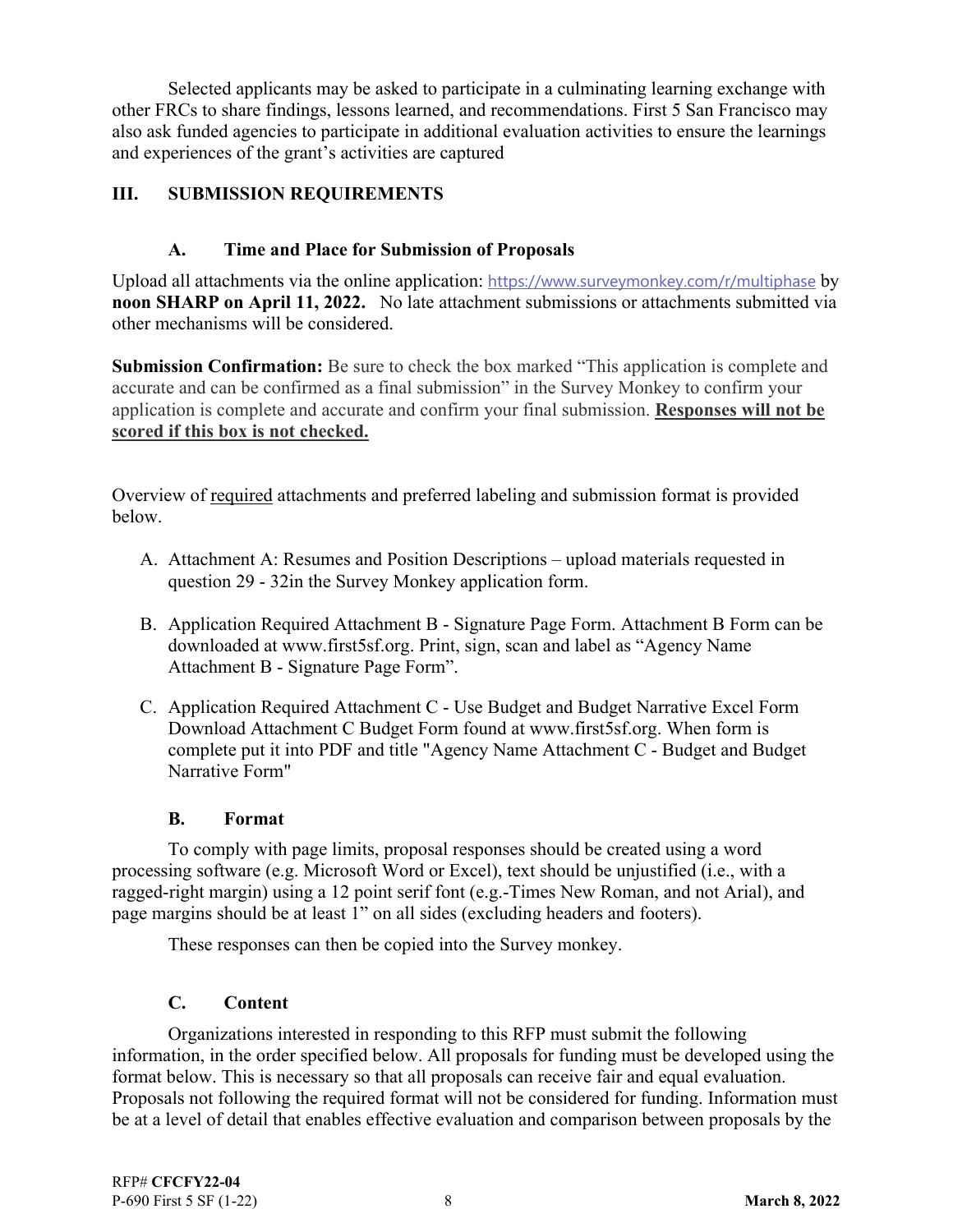Selected applicants may be asked to participate in a culminating learning exchange with other FRCs to share findings, lessons learned, and recommendations. First 5 San Francisco may also ask funded agencies to participate in additional evaluation activities to ensure the learnings and experiences of the grant's activities are captured

## III. SUBMISSION REQUIREMENTS

### A. Time and Place for Submission of Proposals

Upload all attachments via the online application: https://www.surveymonkey.com/r/multiphase by **noon SHARP on April 11, 2022.** No late attachment submissions or attachments submitted via other mechanisms will be considered.

**Submission Confirmation:** Be sure to check the box marked "This application is complete and accurate and can be confirmed as a final submission" in the Survey Monkey to confirm your application is complete and accurate and confirm your final submission. **<u>Responses will not be scored if this box is not checked.</u>**

Overview of <u>required</u> attachments and preferred labeling and submission format is provided below.

A. Attachment A: Resumes and Position Descriptions – upload materials requested in question 29 - 32in the Survey Monkey application form.

B. Application Required Attachment B - Signature Page Form. Attachment B Form can be downloaded at www.first5sf.org. Print, sign, scan and label as "Agency Name Attachment B - Signature Page Form".

C. Application Required Attachment C - Use Budget and Budget Narrative Excel Form Download Attachment C Budget Form found at www.first5sf.org. When form is complete put it into PDF and title "Agency Name Attachment C - Budget and Budget Narrative Form"

### B. Format

To comply with page limits, proposal responses should be created using a word processing software (e.g. Microsoft Word or Excel), text should be unjustified (i.e., with a ragged-right margin) using a 12 point serif font (e.g.-Times New Roman, and not Arial), and page margins should be at least 1" on all sides (excluding headers and footers).

These responses can then be copied into the Survey monkey.

### C. Content

Organizations interested in responding to this RFP must submit the following information, in the order specified below. All proposals for funding must be developed using the format below. This is necessary so that all proposals can receive fair and equal evaluation. Proposals not following the required format will not be considered for funding. Information must be at a level of detail that enables effective evaluation and comparison between proposals by the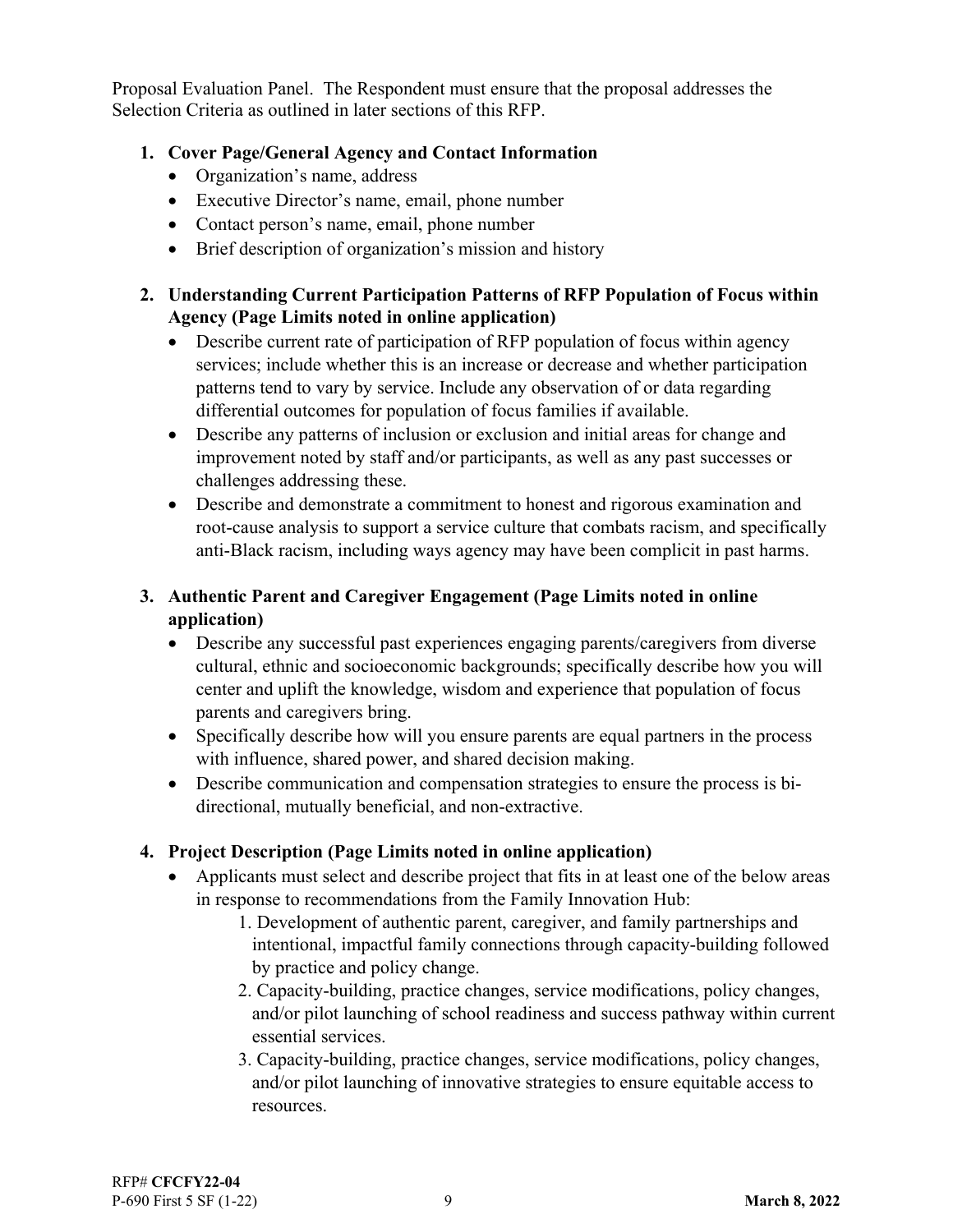Proposal Evaluation Panel. The Respondent must ensure that the proposal addresses the Selection Criteria as outlined in later sections of this RFP.

1. **Cover Page/General Agency and Contact Information**
   - Organization's name, address
   - Executive Director's name, email, phone number
   - Contact person's name, email, phone number
   - Brief description of organization's mission and history

2. **Understanding Current Participation Patterns of RFP Population of Focus within Agency (Page Limits noted in online application)**
   - Describe current rate of participation of RFP population of focus within agency services; include whether this is an increase or decrease and whether participation patterns tend to vary by service. Include any observation of or data regarding differential outcomes for population of focus families if available.
   - Describe any patterns of inclusion or exclusion and initial areas for change and improvement noted by staff and/or participants, as well as any past successes or challenges addressing these.
   - Describe and demonstrate a commitment to honest and rigorous examination and root-cause analysis to support a service culture that combats racism, and specifically anti-Black racism, including ways agency may have been complicit in past harms.

3. **Authentic Parent and Caregiver Engagement (Page Limits noted in online application)**
   - Describe any successful past experiences engaging parents/caregivers from diverse cultural, ethnic and socioeconomic backgrounds; specifically describe how you will center and uplift the knowledge, wisdom and experience that population of focus parents and caregivers bring.
   - Specifically describe how will you ensure parents are equal partners in the process with influence, shared power, and shared decision making.
   - Describe communication and compensation strategies to ensure the process is bi-directional, mutually beneficial, and non-extractive.

4. **Project Description (Page Limits noted in online application)**
   - Applicants must select and describe project that fits in at least one of the below areas in response to recommendations from the Family Innovation Hub:
     1. Development of authentic parent, caregiver, and family partnerships and intentional, impactful family connections through capacity-building followed by practice and policy change.
     2. Capacity-building, practice changes, service modifications, policy changes, and/or pilot launching of school readiness and success pathway within current essential services.
     3. Capacity-building, practice changes, service modifications, policy changes, and/or pilot launching of innovative strategies to ensure equitable access to resources.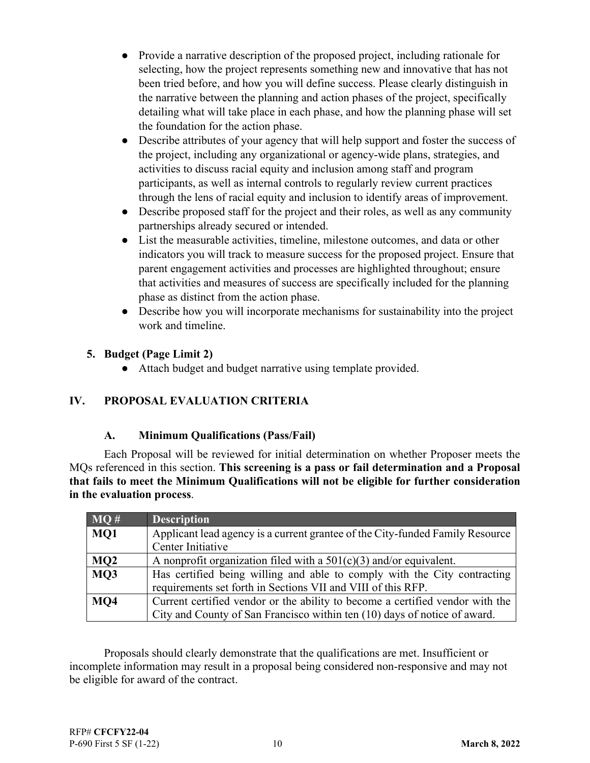- Provide a narrative description of the proposed project, including rationale for selecting, how the project represents something new and innovative that has not been tried before, and how you will define success. Please clearly distinguish in the narrative between the planning and action phases of the project, specifically detailing what will take place in each phase, and how the planning phase will set the foundation for the action phase.
- Describe attributes of your agency that will help support and foster the success of the project, including any organizational or agency-wide plans, strategies, and activities to discuss racial equity and inclusion among staff and program participants, as well as internal controls to regularly review current practices through the lens of racial equity and inclusion to identify areas of improvement.
- Describe proposed staff for the project and their roles, as well as any community partnerships already secured or intended.
- List the measurable activities, timeline, milestone outcomes, and data or other indicators you will track to measure success for the proposed project. Ensure that parent engagement activities and processes are highlighted throughout; ensure that activities and measures of success are specifically included for the planning phase as distinct from the action phase.
- Describe how you will incorporate mechanisms for sustainability into the project work and timeline.

5. **Budget (Page Limit 2)**
   - Attach budget and budget narrative using template provided.

## IV. PROPOSAL EVALUATION CRITERIA

### A. Minimum Qualifications (Pass/Fail)

Each Proposal will be reviewed for initial determination on whether Proposer meets the MQs referenced in this section. **This screening is a pass or fail determination and a Proposal that fails to meet the Minimum Qualifications will not be eligible for further consideration in the evaluation process**.

| MQ # | Description |
|---|---|
| **MQ1** | Applicant lead agency is a current grantee of the City-funded Family Resource Center Initiative |
| **MQ2** | A nonprofit organization filed with a 501(c)(3) and/or equivalent. |
| **MQ3** | Has certified being willing and able to comply with the City contracting requirements set forth in Sections VII and VIII of this RFP. |
| **MQ4** | Current certified vendor or the ability to become a certified vendor with the City and County of San Francisco within ten (10) days of notice of award. |

Proposals should clearly demonstrate that the qualifications are met. Insufficient or incomplete information may result in a proposal being considered non-responsive and may not be eligible for award of the contract.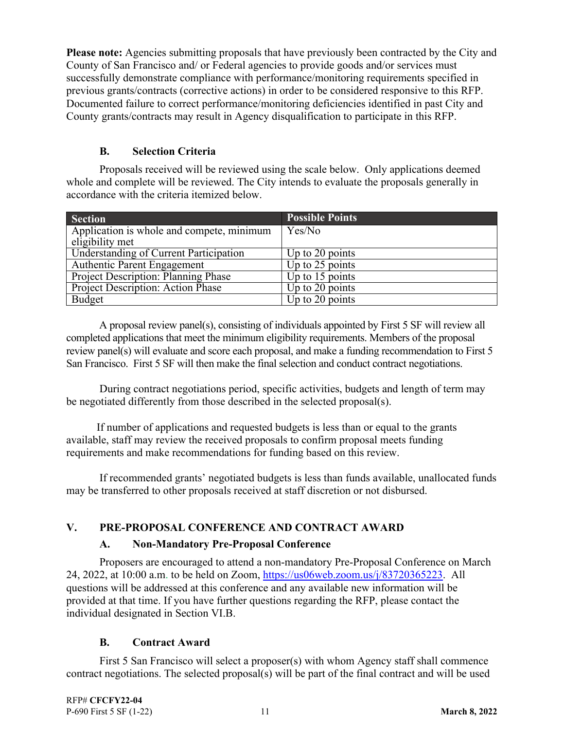**Please note:** Agencies submitting proposals that have previously been contracted by the City and County of San Francisco and/ or Federal agencies to provide goods and/or services must successfully demonstrate compliance with performance/monitoring requirements specified in previous grants/contracts (corrective actions) in order to be considered responsive to this RFP. Documented failure to correct performance/monitoring deficiencies identified in past City and County grants/contracts may result in Agency disqualification to participate in this RFP.

### B. Selection Criteria

Proposals received will be reviewed using the scale below. Only applications deemed whole and complete will be reviewed. The City intends to evaluate the proposals generally in accordance with the criteria itemized below.

| Section | Possible Points |
|---|---|
| Application is whole and compete, minimum eligibility met | Yes/No |
| Understanding of Current Participation | Up to 20 points |
| Authentic Parent Engagement | Up to 25 points |
| Project Description: Planning Phase | Up to 15 points |
| Project Description: Action Phase | Up to 20 points |
| Budget | Up to 20 points |

A proposal review panel(s), consisting of individuals appointed by First 5 SF will review all completed applications that meet the minimum eligibility requirements. Members of the proposal review panel(s) will evaluate and score each proposal, and make a funding recommendation to First 5 San Francisco. First 5 SF will then make the final selection and conduct contract negotiations.

During contract negotiations period, specific activities, budgets and length of term may be negotiated differently from those described in the selected proposal(s).

If number of applications and requested budgets is less than or equal to the grants available, staff may review the received proposals to confirm proposal meets funding requirements and make recommendations for funding based on this review.

If recommended grants' negotiated budgets is less than funds available, unallocated funds may be transferred to other proposals received at staff discretion or not disbursed.

## V. PRE-PROPOSAL CONFERENCE AND CONTRACT AWARD

### A. Non-Mandatory Pre-Proposal Conference

Proposers are encouraged to attend a non-mandatory Pre-Proposal Conference on March 24, 2022, at 10:00 a.m. to be held on Zoom, https://us06web.zoom.us/j/83720365223. All questions will be addressed at this conference and any available new information will be provided at that time. If you have further questions regarding the RFP, please contact the individual designated in Section VI.B.

### B. Contract Award

First 5 San Francisco will select a proposer(s) with whom Agency staff shall commence contract negotiations. The selected proposal(s) will be part of the final contract and will be used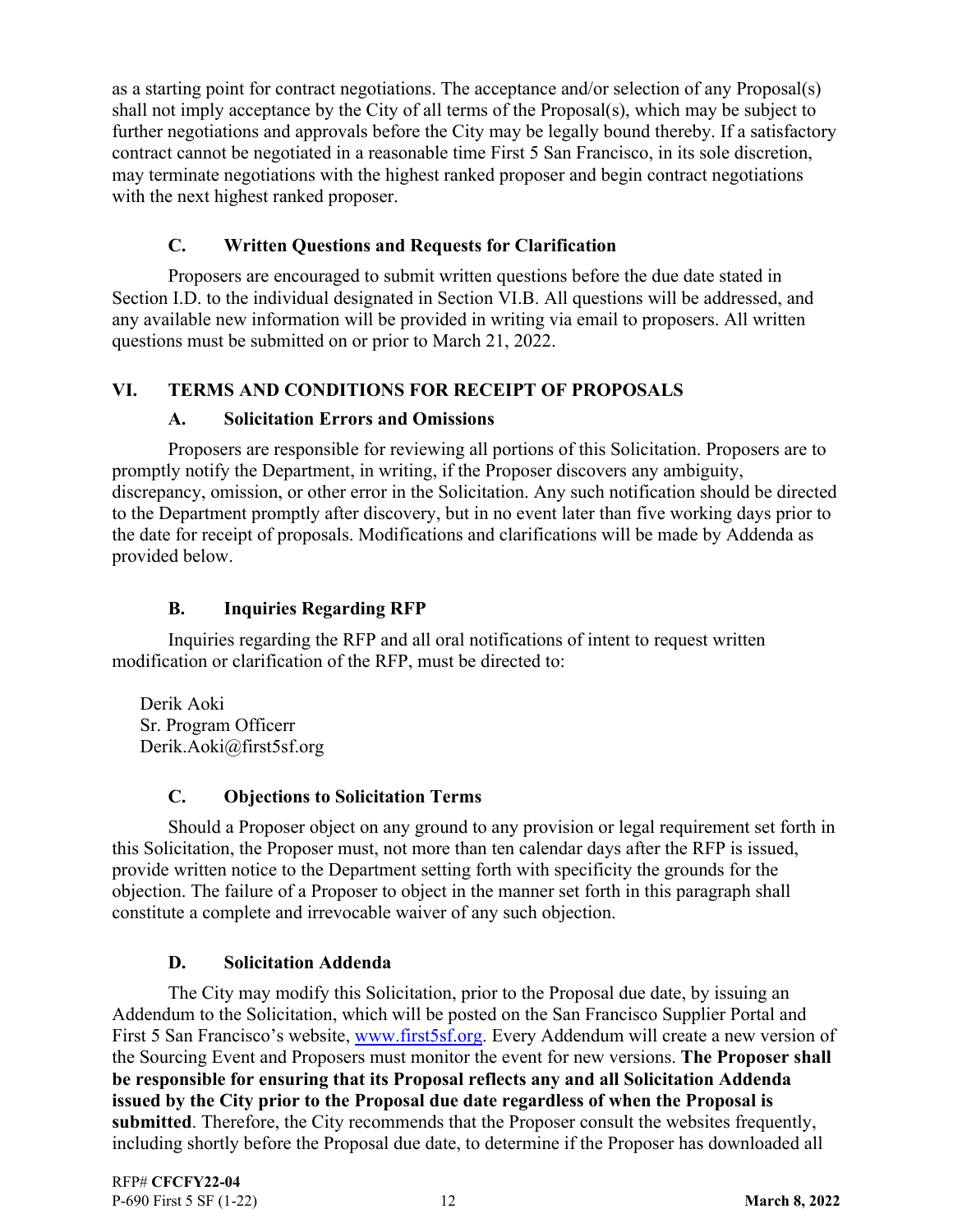as a starting point for contract negotiations. The acceptance and/or selection of any Proposal(s) shall not imply acceptance by the City of all terms of the Proposal(s), which may be subject to further negotiations and approvals before the City may be legally bound thereby. If a satisfactory contract cannot be negotiated in a reasonable time First 5 San Francisco, in its sole discretion, may terminate negotiations with the highest ranked proposer and begin contract negotiations with the next highest ranked proposer.

### C. Written Questions and Requests for Clarification

Proposers are encouraged to submit written questions before the due date stated in Section I.D. to the individual designated in Section VI.B. All questions will be addressed, and any available new information will be provided in writing via email to proposers. All written questions must be submitted on or prior to March 21, 2022.

## VI. TERMS AND CONDITIONS FOR RECEIPT OF PROPOSALS

### A. Solicitation Errors and Omissions

Proposers are responsible for reviewing all portions of this Solicitation. Proposers are to promptly notify the Department, in writing, if the Proposer discovers any ambiguity, discrepancy, omission, or other error in the Solicitation. Any such notification should be directed to the Department promptly after discovery, but in no event later than five working days prior to the date for receipt of proposals. Modifications and clarifications will be made by Addenda as provided below.

### B. Inquiries Regarding RFP

Inquiries regarding the RFP and all oral notifications of intent to request written modification or clarification of the RFP, must be directed to:

Derik Aoki
Sr. Program Officerr
Derik.Aoki@first5sf.org

### C. Objections to Solicitation Terms

Should a Proposer object on any ground to any provision or legal requirement set forth in this Solicitation, the Proposer must, not more than ten calendar days after the RFP is issued, provide written notice to the Department setting forth with specificity the grounds for the objection. The failure of a Proposer to object in the manner set forth in this paragraph shall constitute a complete and irrevocable waiver of any such objection.

### D. Solicitation Addenda

The City may modify this Solicitation, prior to the Proposal due date, by issuing an Addendum to the Solicitation, which will be posted on the San Francisco Supplier Portal and First 5 San Francisco's website, [www.first5sf.org](http://www.first5sf.org). Every Addendum will create a new version of the Sourcing Event and Proposers must monitor the event for new versions. **The Proposer shall be responsible for ensuring that its Proposal reflects any and all Solicitation Addenda issued by the City prior to the Proposal due date regardless of when the Proposal is submitted**. Therefore, the City recommends that the Proposer consult the websites frequently, including shortly before the Proposal due date, to determine if the Proposer has downloaded all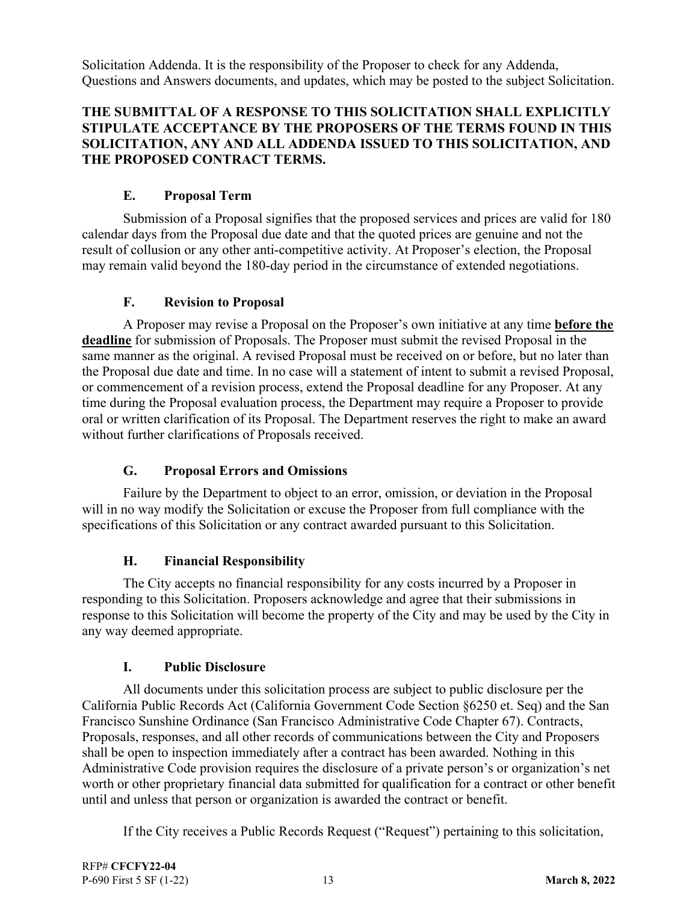Solicitation Addenda. It is the responsibility of the Proposer to check for any Addenda, Questions and Answers documents, and updates, which may be posted to the subject Solicitation.

**THE SUBMITTAL OF A RESPONSE TO THIS SOLICITATION SHALL EXPLICITLY STIPULATE ACCEPTANCE BY THE PROPOSERS OF THE TERMS FOUND IN THIS SOLICITATION, ANY AND ALL ADDENDA ISSUED TO THIS SOLICITATION, AND THE PROPOSED CONTRACT TERMS.**

### E. Proposal Term

Submission of a Proposal signifies that the proposed services and prices are valid for 180 calendar days from the Proposal due date and that the quoted prices are genuine and not the result of collusion or any other anti-competitive activity. At Proposer's election, the Proposal may remain valid beyond the 180-day period in the circumstance of extended negotiations.

### F. Revision to Proposal

A Proposer may revise a Proposal on the Proposer's own initiative at any time **before the deadline** for submission of Proposals. The Proposer must submit the revised Proposal in the same manner as the original. A revised Proposal must be received on or before, but no later than the Proposal due date and time. In no case will a statement of intent to submit a revised Proposal, or commencement of a revision process, extend the Proposal deadline for any Proposer. At any time during the Proposal evaluation process, the Department may require a Proposer to provide oral or written clarification of its Proposal. The Department reserves the right to make an award without further clarifications of Proposals received.

### G. Proposal Errors and Omissions

Failure by the Department to object to an error, omission, or deviation in the Proposal will in no way modify the Solicitation or excuse the Proposer from full compliance with the specifications of this Solicitation or any contract awarded pursuant to this Solicitation.

### H. Financial Responsibility

The City accepts no financial responsibility for any costs incurred by a Proposer in responding to this Solicitation. Proposers acknowledge and agree that their submissions in response to this Solicitation will become the property of the City and may be used by the City in any way deemed appropriate.

### I. Public Disclosure

All documents under this solicitation process are subject to public disclosure per the California Public Records Act (California Government Code Section §6250 et. Seq) and the San Francisco Sunshine Ordinance (San Francisco Administrative Code Chapter 67). Contracts, Proposals, responses, and all other records of communications between the City and Proposers shall be open to inspection immediately after a contract has been awarded. Nothing in this Administrative Code provision requires the disclosure of a private person's or organization's net worth or other proprietary financial data submitted for qualification for a contract or other benefit until and unless that person or organization is awarded the contract or benefit.

If the City receives a Public Records Request ("Request") pertaining to this solicitation,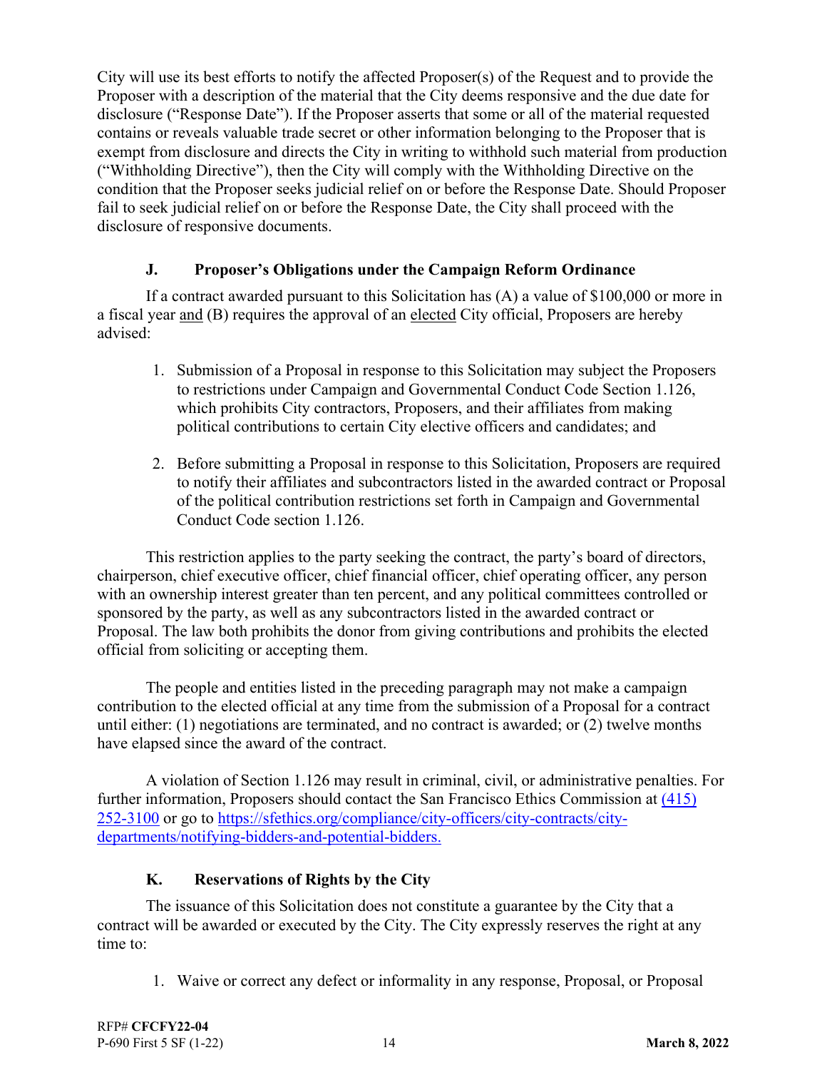City will use its best efforts to notify the affected Proposer(s) of the Request and to provide the Proposer with a description of the material that the City deems responsive and the due date for disclosure ("Response Date"). If the Proposer asserts that some or all of the material requested contains or reveals valuable trade secret or other information belonging to the Proposer that is exempt from disclosure and directs the City in writing to withhold such material from production ("Withholding Directive"), then the City will comply with the Withholding Directive on the condition that the Proposer seeks judicial relief on or before the Response Date. Should Proposer fail to seek judicial relief on or before the Response Date, the City shall proceed with the disclosure of responsive documents.

### J. Proposer's Obligations under the Campaign Reform Ordinance

If a contract awarded pursuant to this Solicitation has (A) a value of $100,000 or more in a fiscal year and (B) requires the approval of an elected City official, Proposers are hereby advised:

1. Submission of a Proposal in response to this Solicitation may subject the Proposers to restrictions under Campaign and Governmental Conduct Code Section 1.126, which prohibits City contractors, Proposers, and their affiliates from making political contributions to certain City elective officers and candidates; and

2. Before submitting a Proposal in response to this Solicitation, Proposers are required to notify their affiliates and subcontractors listed in the awarded contract or Proposal of the political contribution restrictions set forth in Campaign and Governmental Conduct Code section 1.126.

This restriction applies to the party seeking the contract, the party's board of directors, chairperson, chief executive officer, chief financial officer, chief operating officer, any person with an ownership interest greater than ten percent, and any political committees controlled or sponsored by the party, as well as any subcontractors listed in the awarded contract or Proposal. The law both prohibits the donor from giving contributions and prohibits the elected official from soliciting or accepting them.

The people and entities listed in the preceding paragraph may not make a campaign contribution to the elected official at any time from the submission of a Proposal for a contract until either: (1) negotiations are terminated, and no contract is awarded; or (2) twelve months have elapsed since the award of the contract.

A violation of Section 1.126 may result in criminal, civil, or administrative penalties. For further information, Proposers should contact the San Francisco Ethics Commission at [(415) 252-3100](tel:4152523100) or go to [https://sfethics.org/compliance/city-officers/city-contracts/city-departments/notifying-bidders-and-potential-bidders.](https://sfethics.org/compliance/city-officers/city-contracts/city-departments/notifying-bidders-and-potential-bidders)

### K. Reservations of Rights by the City

The issuance of this Solicitation does not constitute a guarantee by the City that a contract will be awarded or executed by the City. The City expressly reserves the right at any time to:

1. Waive or correct any defect or informality in any response, Proposal, or Proposal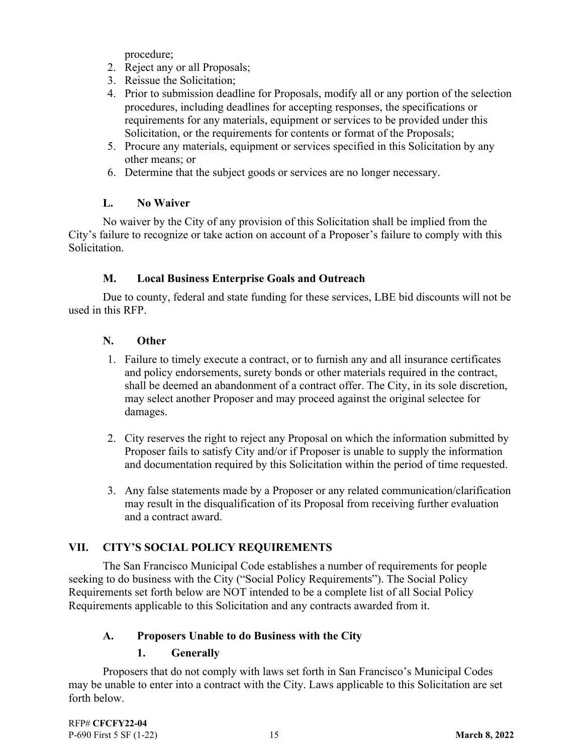procedure;

2. Reject any or all Proposals;
3. Reissue the Solicitation;
4. Prior to submission deadline for Proposals, modify all or any portion of the selection procedures, including deadlines for accepting responses, the specifications or requirements for any materials, equipment or services to be provided under this Solicitation, or the requirements for contents or format of the Proposals;
5. Procure any materials, equipment or services specified in this Solicitation by any other means; or
6. Determine that the subject goods or services are no longer necessary.

### L. No Waiver

No waiver by the City of any provision of this Solicitation shall be implied from the City's failure to recognize or take action on account of a Proposer's failure to comply with this Solicitation.

### M. Local Business Enterprise Goals and Outreach

Due to county, federal and state funding for these services, LBE bid discounts will not be used in this RFP.

### N. Other

1. Failure to timely execute a contract, or to furnish any and all insurance certificates and policy endorsements, surety bonds or other materials required in the contract, shall be deemed an abandonment of a contract offer. The City, in its sole discretion, may select another Proposer and may proceed against the original selectee for damages.

2. City reserves the right to reject any Proposal on which the information submitted by Proposer fails to satisfy City and/or if Proposer is unable to supply the information and documentation required by this Solicitation within the period of time requested.

3. Any false statements made by a Proposer or any related communication/clarification may result in the disqualification of its Proposal from receiving further evaluation and a contract award.

## VII. CITY'S SOCIAL POLICY REQUIREMENTS

The San Francisco Municipal Code establishes a number of requirements for people seeking to do business with the City ("Social Policy Requirements"). The Social Policy Requirements set forth below are NOT intended to be a complete list of all Social Policy Requirements applicable to this Solicitation and any contracts awarded from it.

### A. Proposers Unable to do Business with the City

#### 1. Generally

Proposers that do not comply with laws set forth in San Francisco's Municipal Codes may be unable to enter into a contract with the City. Laws applicable to this Solicitation are set forth below.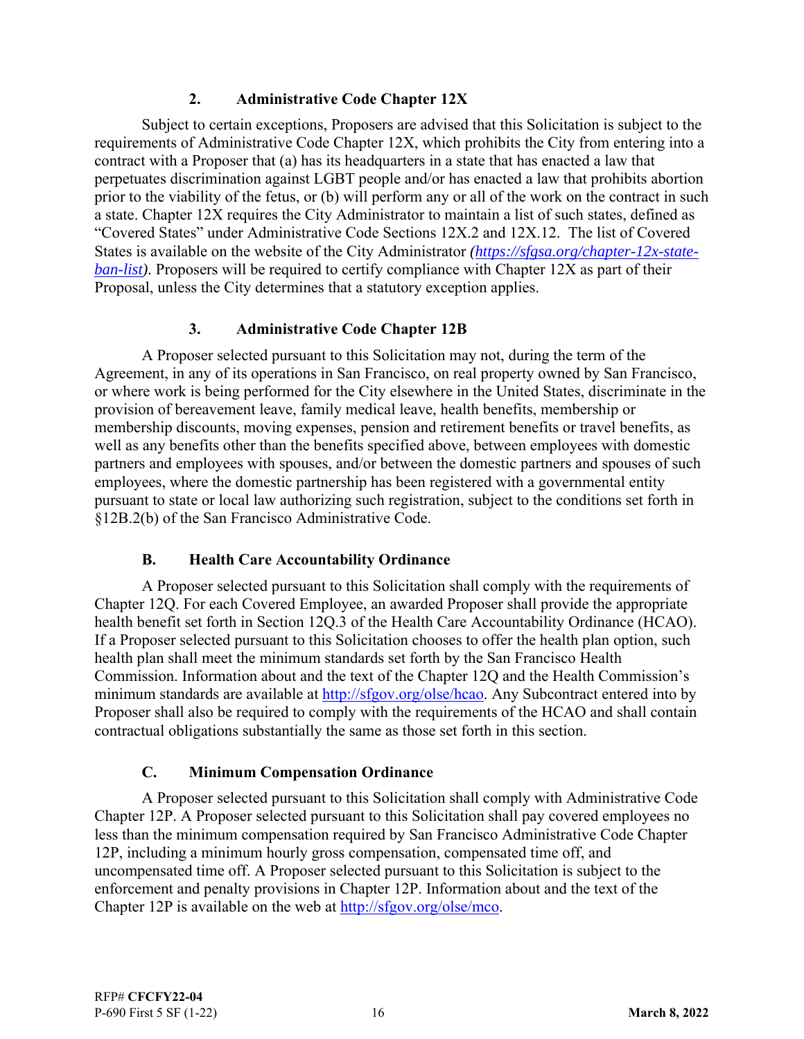### 2. Administrative Code Chapter 12X

Subject to certain exceptions, Proposers are advised that this Solicitation is subject to the requirements of Administrative Code Chapter 12X, which prohibits the City from entering into a contract with a Proposer that (a) has its headquarters in a state that has enacted a law that perpetuates discrimination against LGBT people and/or has enacted a law that prohibits abortion prior to the viability of the fetus, or (b) will perform any or all of the work on the contract in such a state. Chapter 12X requires the City Administrator to maintain a list of such states, defined as "Covered States" under Administrative Code Sections 12X.2 and 12X.12. The list of Covered States is available on the website of the City Administrator *(https://sfgsa.org/chapter-12x-state-ban-list)*. Proposers will be required to certify compliance with Chapter 12X as part of their Proposal, unless the City determines that a statutory exception applies.

### 3. Administrative Code Chapter 12B

A Proposer selected pursuant to this Solicitation may not, during the term of the Agreement, in any of its operations in San Francisco, on real property owned by San Francisco, or where work is being performed for the City elsewhere in the United States, discriminate in the provision of bereavement leave, family medical leave, health benefits, membership or membership discounts, moving expenses, pension and retirement benefits or travel benefits, as well as any benefits other than the benefits specified above, between employees with domestic partners and employees with spouses, and/or between the domestic partners and spouses of such employees, where the domestic partnership has been registered with a governmental entity pursuant to state or local law authorizing such registration, subject to the conditions set forth in §12B.2(b) of the San Francisco Administrative Code.

## B. Health Care Accountability Ordinance

A Proposer selected pursuant to this Solicitation shall comply with the requirements of Chapter 12Q. For each Covered Employee, an awarded Proposer shall provide the appropriate health benefit set forth in Section 12Q.3 of the Health Care Accountability Ordinance (HCAO). If a Proposer selected pursuant to this Solicitation chooses to offer the health plan option, such health plan shall meet the minimum standards set forth by the San Francisco Health Commission. Information about and the text of the Chapter 12Q and the Health Commission's minimum standards are available at http://sfgov.org/olse/hcao. Any Subcontract entered into by Proposer shall also be required to comply with the requirements of the HCAO and shall contain contractual obligations substantially the same as those set forth in this section.

## C. Minimum Compensation Ordinance

A Proposer selected pursuant to this Solicitation shall comply with Administrative Code Chapter 12P. A Proposer selected pursuant to this Solicitation shall pay covered employees no less than the minimum compensation required by San Francisco Administrative Code Chapter 12P, including a minimum hourly gross compensation, compensated time off, and uncompensated time off. A Proposer selected pursuant to this Solicitation is subject to the enforcement and penalty provisions in Chapter 12P. Information about and the text of the Chapter 12P is available on the web at http://sfgov.org/olse/mco.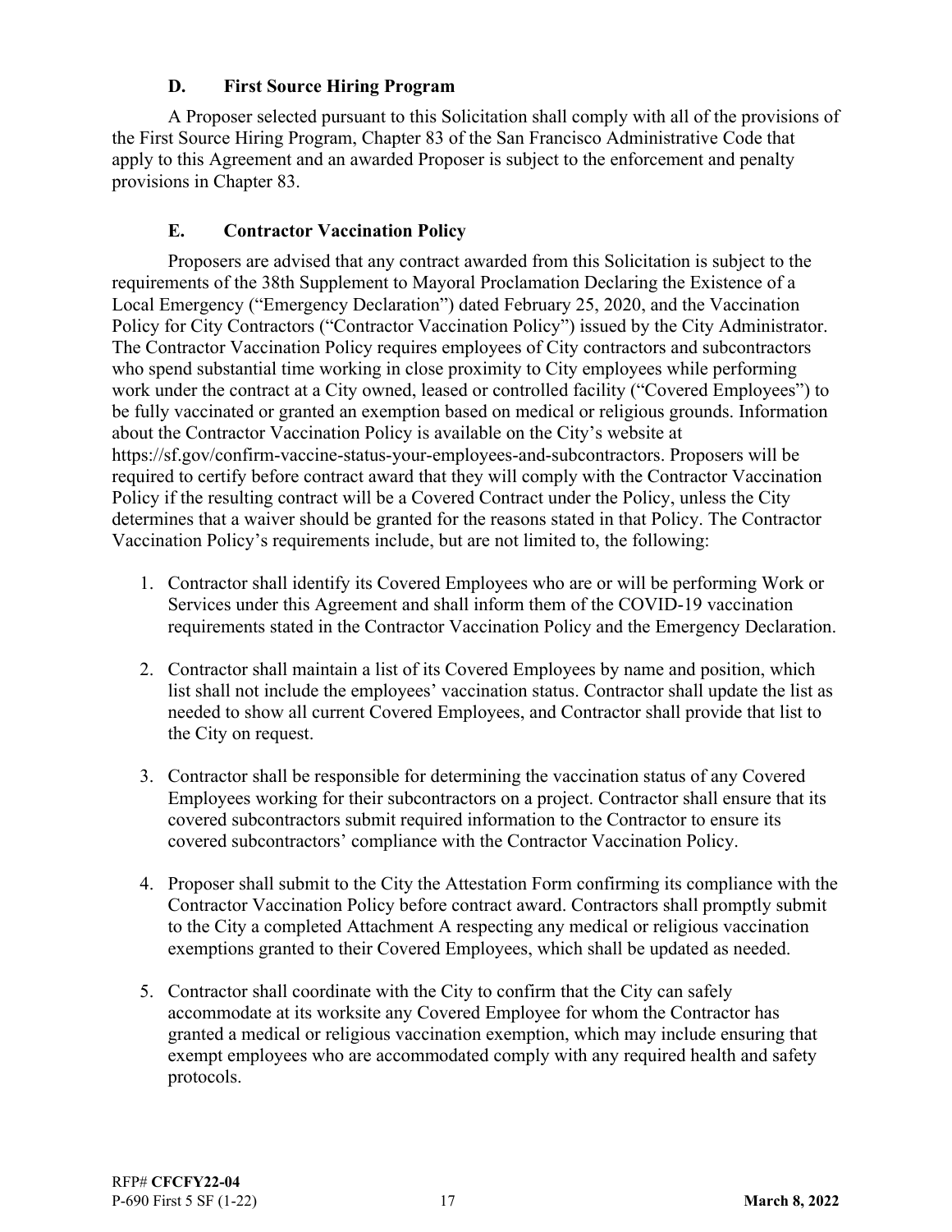### D. First Source Hiring Program

A Proposer selected pursuant to this Solicitation shall comply with all of the provisions of the First Source Hiring Program, Chapter 83 of the San Francisco Administrative Code that apply to this Agreement and an awarded Proposer is subject to the enforcement and penalty provisions in Chapter 83.

### E. Contractor Vaccination Policy

Proposers are advised that any contract awarded from this Solicitation is subject to the requirements of the 38th Supplement to Mayoral Proclamation Declaring the Existence of a Local Emergency ("Emergency Declaration") dated February 25, 2020, and the Vaccination Policy for City Contractors ("Contractor Vaccination Policy") issued by the City Administrator. The Contractor Vaccination Policy requires employees of City contractors and subcontractors who spend substantial time working in close proximity to City employees while performing work under the contract at a City owned, leased or controlled facility ("Covered Employees") to be fully vaccinated or granted an exemption based on medical or religious grounds. Information about the Contractor Vaccination Policy is available on the City's website at https://sf.gov/confirm-vaccine-status-your-employees-and-subcontractors. Proposers will be required to certify before contract award that they will comply with the Contractor Vaccination Policy if the resulting contract will be a Covered Contract under the Policy, unless the City determines that a waiver should be granted for the reasons stated in that Policy. The Contractor Vaccination Policy's requirements include, but are not limited to, the following:

1. Contractor shall identify its Covered Employees who are or will be performing Work or Services under this Agreement and shall inform them of the COVID-19 vaccination requirements stated in the Contractor Vaccination Policy and the Emergency Declaration.

2. Contractor shall maintain a list of its Covered Employees by name and position, which list shall not include the employees' vaccination status. Contractor shall update the list as needed to show all current Covered Employees, and Contractor shall provide that list to the City on request.

3. Contractor shall be responsible for determining the vaccination status of any Covered Employees working for their subcontractors on a project. Contractor shall ensure that its covered subcontractors submit required information to the Contractor to ensure its covered subcontractors' compliance with the Contractor Vaccination Policy.

4. Proposer shall submit to the City the Attestation Form confirming its compliance with the Contractor Vaccination Policy before contract award. Contractors shall promptly submit to the City a completed Attachment A respecting any medical or religious vaccination exemptions granted to their Covered Employees, which shall be updated as needed.

5. Contractor shall coordinate with the City to confirm that the City can safely accommodate at its worksite any Covered Employee for whom the Contractor has granted a medical or religious vaccination exemption, which may include ensuring that exempt employees who are accommodated comply with any required health and safety protocols.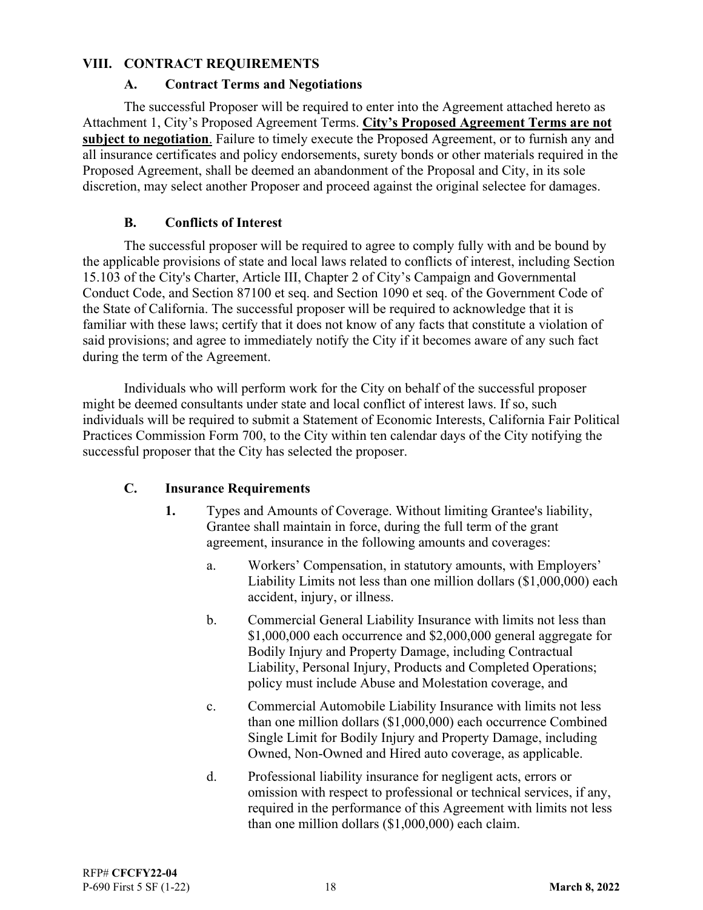## VIII. CONTRACT REQUIREMENTS

### A. Contract Terms and Negotiations

The successful Proposer will be required to enter into the Agreement attached hereto as Attachment 1, City's Proposed Agreement Terms. **City's Proposed Agreement Terms are not subject to negotiation**. Failure to timely execute the Proposed Agreement, or to furnish any and all insurance certificates and policy endorsements, surety bonds or other materials required in the Proposed Agreement, shall be deemed an abandonment of the Proposal and City, in its sole discretion, may select another Proposer and proceed against the original selectee for damages.

### B. Conflicts of Interest

The successful proposer will be required to agree to comply fully with and be bound by the applicable provisions of state and local laws related to conflicts of interest, including Section 15.103 of the City's Charter, Article III, Chapter 2 of City's Campaign and Governmental Conduct Code, and Section 87100 et seq. and Section 1090 et seq. of the Government Code of the State of California. The successful proposer will be required to acknowledge that it is familiar with these laws; certify that it does not know of any facts that constitute a violation of said provisions; and agree to immediately notify the City if it becomes aware of any such fact during the term of the Agreement.

Individuals who will perform work for the City on behalf of the successful proposer might be deemed consultants under state and local conflict of interest laws. If so, such individuals will be required to submit a Statement of Economic Interests, California Fair Political Practices Commission Form 700, to the City within ten calendar days of the City notifying the successful proposer that the City has selected the proposer.

### C. Insurance Requirements

**1.** Types and Amounts of Coverage. Without limiting Grantee's liability, Grantee shall maintain in force, during the full term of the grant agreement, insurance in the following amounts and coverages:

a. Workers' Compensation, in statutory amounts, with Employers' Liability Limits not less than one million dollars ($1,000,000) each accident, injury, or illness.

b. Commercial General Liability Insurance with limits not less than $1,000,000 each occurrence and $2,000,000 general aggregate for Bodily Injury and Property Damage, including Contractual Liability, Personal Injury, Products and Completed Operations; policy must include Abuse and Molestation coverage, and

c. Commercial Automobile Liability Insurance with limits not less than one million dollars ($1,000,000) each occurrence Combined Single Limit for Bodily Injury and Property Damage, including Owned, Non-Owned and Hired auto coverage, as applicable.

d. Professional liability insurance for negligent acts, errors or omission with respect to professional or technical services, if any, required in the performance of this Agreement with limits not less than one million dollars ($1,000,000) each claim.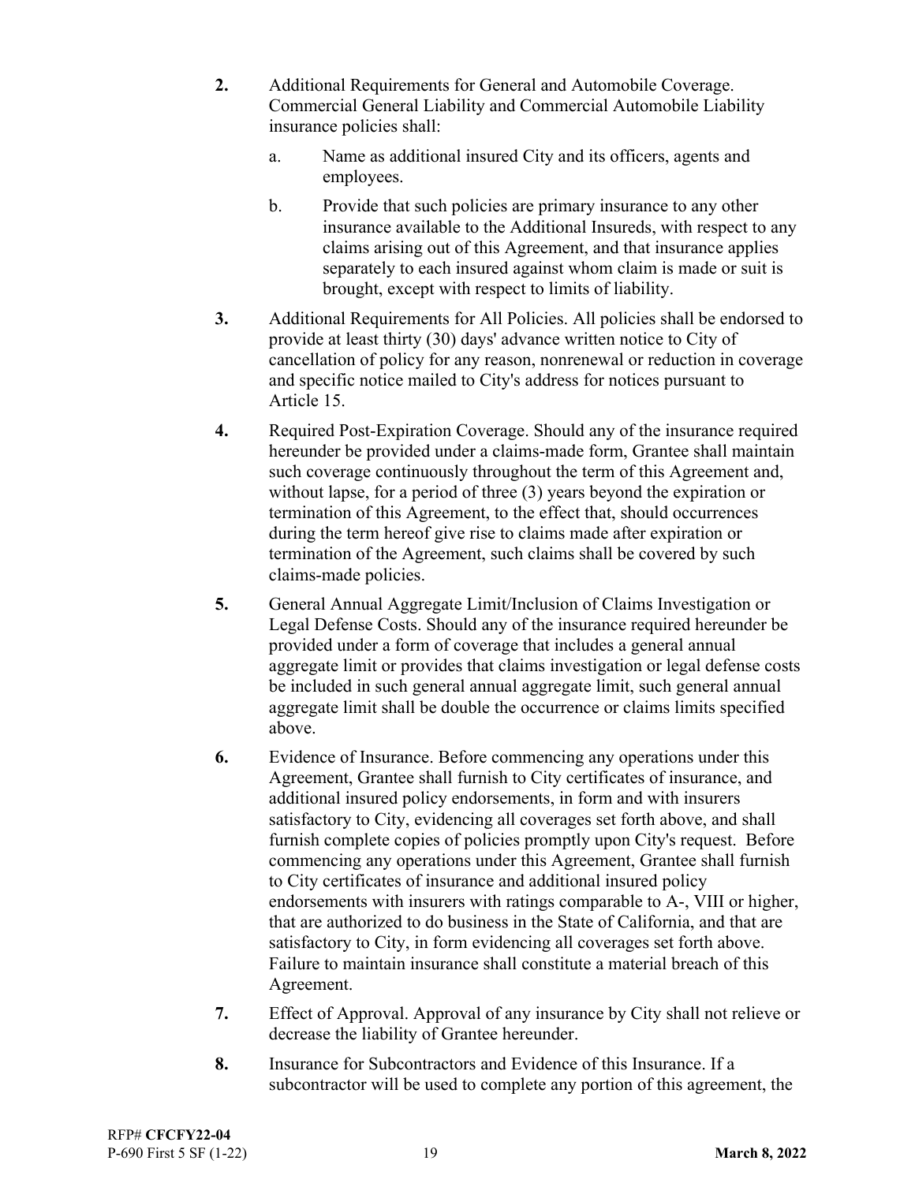**2.** Additional Requirements for General and Automobile Coverage. Commercial General Liability and Commercial Automobile Liability insurance policies shall:

   a. Name as additional insured City and its officers, agents and employees.

   b. Provide that such policies are primary insurance to any other insurance available to the Additional Insureds, with respect to any claims arising out of this Agreement, and that insurance applies separately to each insured against whom claim is made or suit is brought, except with respect to limits of liability.

**3.** Additional Requirements for All Policies. All policies shall be endorsed to provide at least thirty (30) days' advance written notice to City of cancellation of policy for any reason, nonrenewal or reduction in coverage and specific notice mailed to City's address for notices pursuant to Article 15.

**4.** Required Post-Expiration Coverage. Should any of the insurance required hereunder be provided under a claims-made form, Grantee shall maintain such coverage continuously throughout the term of this Agreement and, without lapse, for a period of three (3) years beyond the expiration or termination of this Agreement, to the effect that, should occurrences during the term hereof give rise to claims made after expiration or termination of the Agreement, such claims shall be covered by such claims-made policies.

**5.** General Annual Aggregate Limit/Inclusion of Claims Investigation or Legal Defense Costs. Should any of the insurance required hereunder be provided under a form of coverage that includes a general annual aggregate limit or provides that claims investigation or legal defense costs be included in such general annual aggregate limit, such general annual aggregate limit shall be double the occurrence or claims limits specified above.

**6.** Evidence of Insurance. Before commencing any operations under this Agreement, Grantee shall furnish to City certificates of insurance, and additional insured policy endorsements, in form and with insurers satisfactory to City, evidencing all coverages set forth above, and shall furnish complete copies of policies promptly upon City's request. Before commencing any operations under this Agreement, Grantee shall furnish to City certificates of insurance and additional insured policy endorsements with insurers with ratings comparable to A-, VIII or higher, that are authorized to do business in the State of California, and that are satisfactory to City, in form evidencing all coverages set forth above. Failure to maintain insurance shall constitute a material breach of this Agreement.

**7.** Effect of Approval. Approval of any insurance by City shall not relieve or decrease the liability of Grantee hereunder.

**8.** Insurance for Subcontractors and Evidence of this Insurance. If a subcontractor will be used to complete any portion of this agreement, the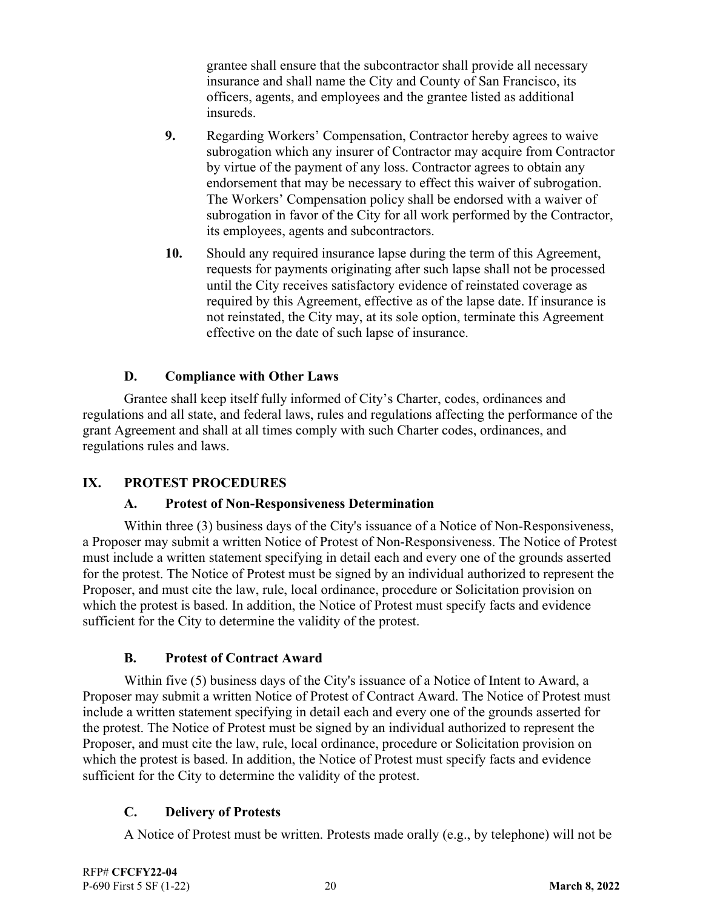grantee shall ensure that the subcontractor shall provide all necessary insurance and shall name the City and County of San Francisco, its officers, agents, and employees and the grantee listed as additional insureds.

**9.** Regarding Workers' Compensation, Contractor hereby agrees to waive subrogation which any insurer of Contractor may acquire from Contractor by virtue of the payment of any loss. Contractor agrees to obtain any endorsement that may be necessary to effect this waiver of subrogation. The Workers' Compensation policy shall be endorsed with a waiver of subrogation in favor of the City for all work performed by the Contractor, its employees, agents and subcontractors.

**10.** Should any required insurance lapse during the term of this Agreement, requests for payments originating after such lapse shall not be processed until the City receives satisfactory evidence of reinstated coverage as required by this Agreement, effective as of the lapse date. If insurance is not reinstated, the City may, at its sole option, terminate this Agreement effective on the date of such lapse of insurance.

### D. Compliance with Other Laws

Grantee shall keep itself fully informed of City's Charter, codes, ordinances and regulations and all state, and federal laws, rules and regulations affecting the performance of the grant Agreement and shall at all times comply with such Charter codes, ordinances, and regulations rules and laws.

## IX. PROTEST PROCEDURES

### A. Protest of Non-Responsiveness Determination

Within three (3) business days of the City's issuance of a Notice of Non-Responsiveness, a Proposer may submit a written Notice of Protest of Non-Responsiveness. The Notice of Protest must include a written statement specifying in detail each and every one of the grounds asserted for the protest. The Notice of Protest must be signed by an individual authorized to represent the Proposer, and must cite the law, rule, local ordinance, procedure or Solicitation provision on which the protest is based. In addition, the Notice of Protest must specify facts and evidence sufficient for the City to determine the validity of the protest.

### B. Protest of Contract Award

Within five (5) business days of the City's issuance of a Notice of Intent to Award, a Proposer may submit a written Notice of Protest of Contract Award. The Notice of Protest must include a written statement specifying in detail each and every one of the grounds asserted for the protest. The Notice of Protest must be signed by an individual authorized to represent the Proposer, and must cite the law, rule, local ordinance, procedure or Solicitation provision on which the protest is based. In addition, the Notice of Protest must specify facts and evidence sufficient for the City to determine the validity of the protest.

### C. Delivery of Protests

A Notice of Protest must be written. Protests made orally (e.g., by telephone) will not be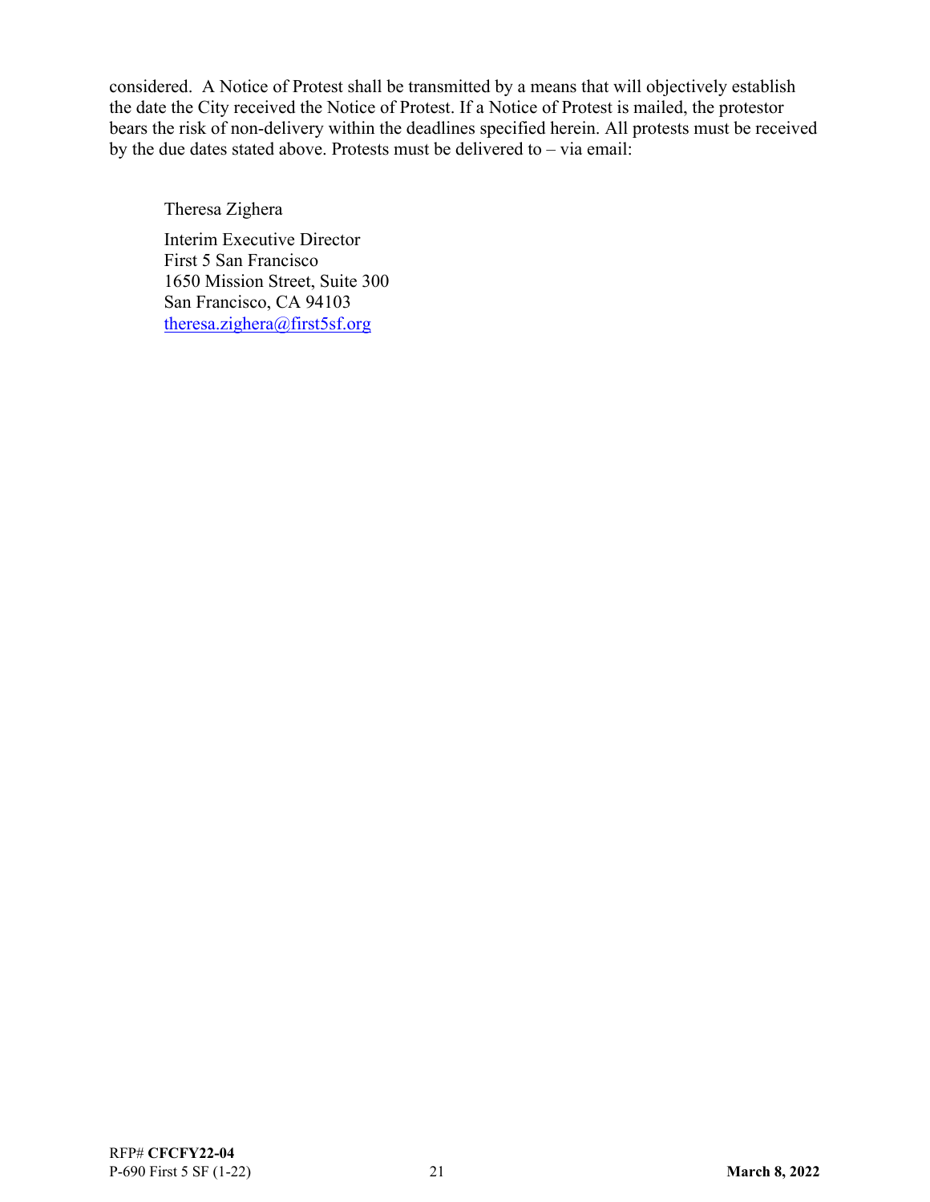considered. A Notice of Protest shall be transmitted by a means that will objectively establish the date the City received the Notice of Protest. If a Notice of Protest is mailed, the protestor bears the risk of non-delivery within the deadlines specified herein. All protests must be received by the due dates stated above. Protests must be delivered to – via email:

Theresa Zighera

Interim Executive Director  
First 5 San Francisco  
1650 Mission Street, Suite 300  
San Francisco, CA 94103  
theresa.zighera@first5sf.org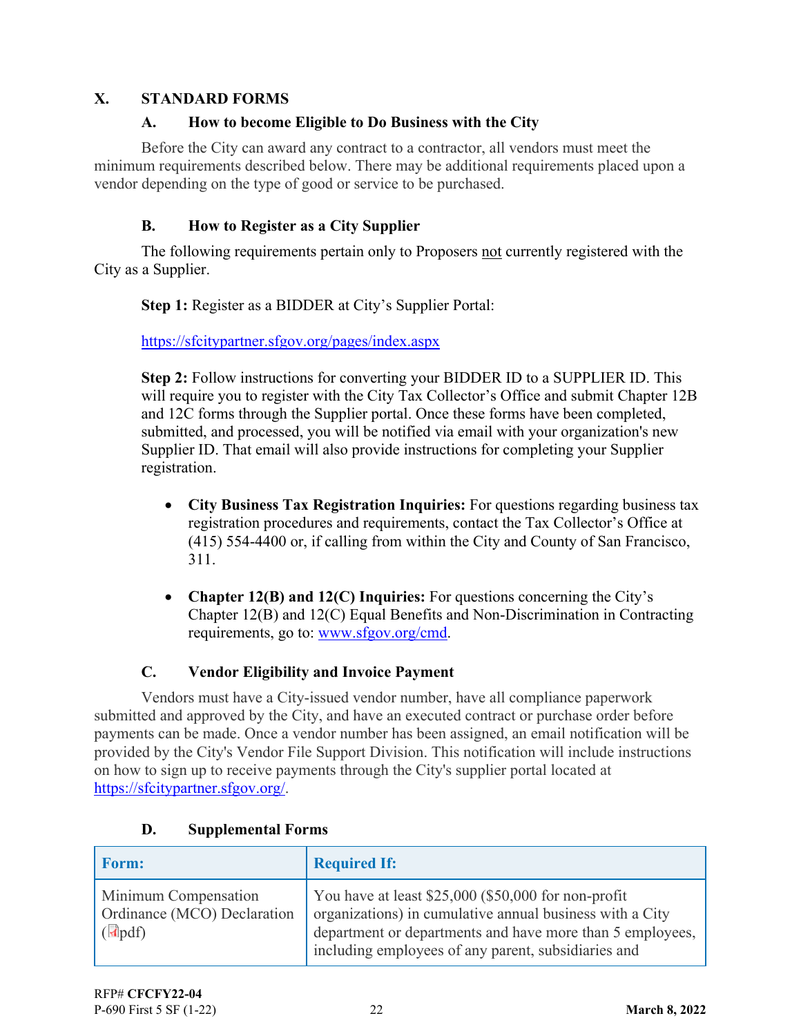## X. STANDARD FORMS

### A. How to become Eligible to Do Business with the City

Before the City can award any contract to a contractor, all vendors must meet the minimum requirements described below. There may be additional requirements placed upon a vendor depending on the type of good or service to be purchased.

### B. How to Register as a City Supplier

The following requirements pertain only to Proposers not currently registered with the City as a Supplier.

**Step 1:** Register as a BIDDER at City's Supplier Portal:

https://sfcitypartner.sfgov.org/pages/index.aspx

**Step 2:** Follow instructions for converting your BIDDER ID to a SUPPLIER ID. This will require you to register with the City Tax Collector's Office and submit Chapter 12B and 12C forms through the Supplier portal. Once these forms have been completed, submitted, and processed, you will be notified via email with your organization's new Supplier ID. That email will also provide instructions for completing your Supplier registration.

- **City Business Tax Registration Inquiries:** For questions regarding business tax registration procedures and requirements, contact the Tax Collector's Office at (415) 554-4400 or, if calling from within the City and County of San Francisco, 311.

- **Chapter 12(B) and 12(C) Inquiries:** For questions concerning the City's Chapter 12(B) and 12(C) Equal Benefits and Non-Discrimination in Contracting requirements, go to: www.sfgov.org/cmd.

### C. Vendor Eligibility and Invoice Payment

Vendors must have a City-issued vendor number, have all compliance paperwork submitted and approved by the City, and have an executed contract or purchase order before payments can be made. Once a vendor number has been assigned, an email notification will be provided by the City's Vendor File Support Division. This notification will include instructions on how to sign up to receive payments through the City's supplier portal located at https://sfcitypartner.sfgov.org/.

### D. Supplemental Forms

| Form: | Required If: |
| --- | --- |
| Minimum Compensation Ordinance (MCO) Declaration (pdf) | You have at least $25,000 ($50,000 for non-profit organizations) in cumulative annual business with a City department or departments and have more than 5 employees, including employees of any parent, subsidiaries and |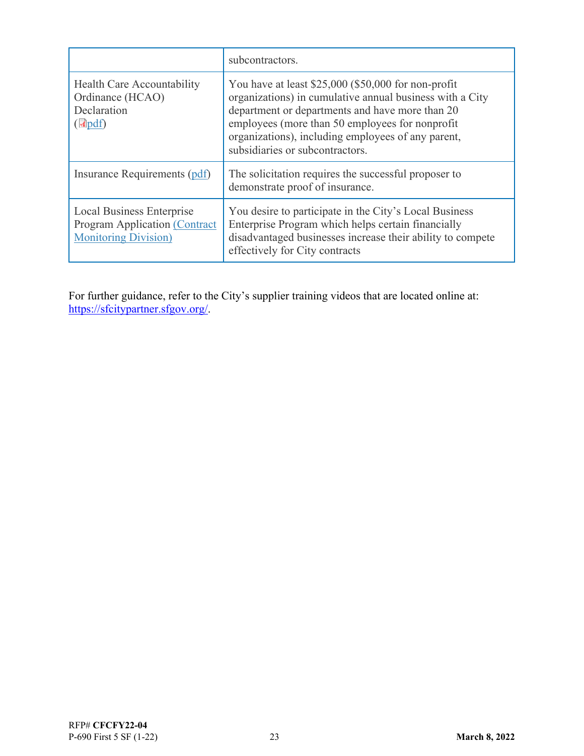| | |
|---|---|
| | subcontractors. |
| Health Care Accountability Ordinance (HCAO) Declaration (pdf) | You have at least $25,000 ($50,000 for non-profit organizations) in cumulative annual business with a City department or departments and have more than 20 employees (more than 50 employees for nonprofit organizations), including employees of any parent, subsidiaries or subcontractors. |
| Insurance Requirements (pdf) | The solicitation requires the successful proposer to demonstrate proof of insurance. |
| Local Business Enterprise Program Application (Contract Monitoring Division) | You desire to participate in the City's Local Business Enterprise Program which helps certain financially disadvantaged businesses increase their ability to compete effectively for City contracts |

For further guidance, refer to the City's supplier training videos that are located online at: https://sfcitypartner.sfgov.org/.